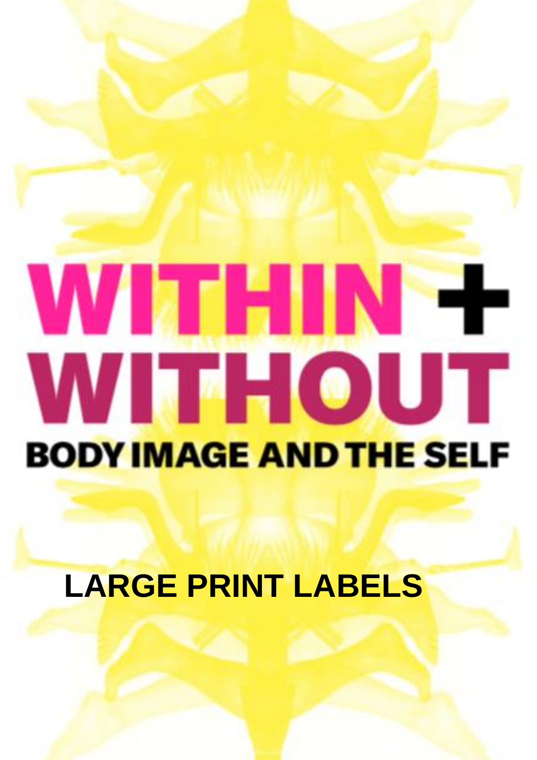# WITHIN + WITHOUT

## BODY IMAGE AND THE SELF

LARGE PRINT LABELS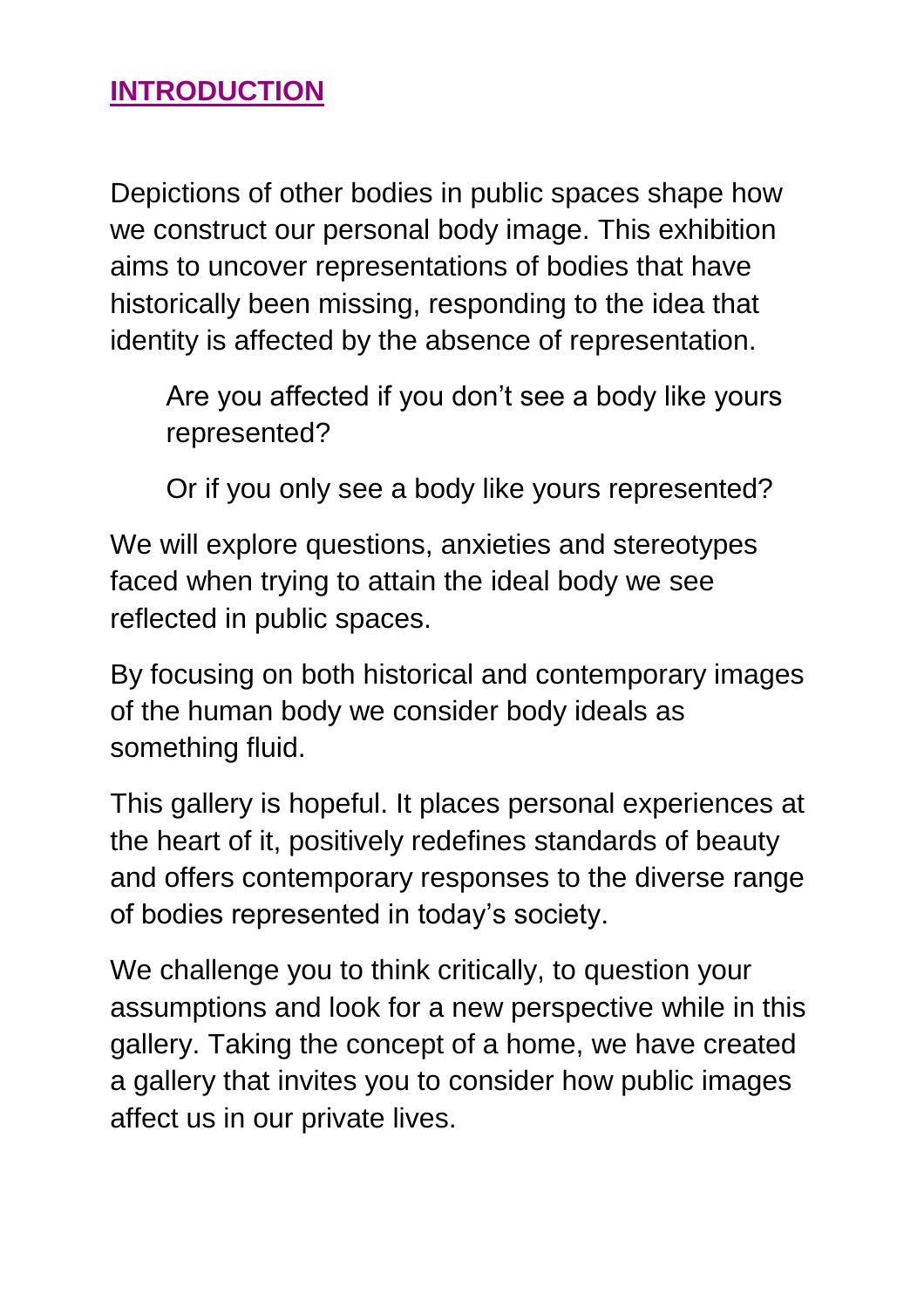## **INTRODUCTION**

Depictions of other bodies in public spaces shape how we construct our personal body image. This exhibition aims to uncover representations of bodies that have historically been missing, responding to the idea that identity is affected by the absence of representation.

> Are you affected if you don't see a body like yours represented?
>
> Or if you only see a body like yours represented?

We will explore questions, anxieties and stereotypes faced when trying to attain the ideal body we see reflected in public spaces.

By focusing on both historical and contemporary images of the human body we consider body ideals as something fluid.

This gallery is hopeful. It places personal experiences at the heart of it, positively redefines standards of beauty and offers contemporary responses to the diverse range of bodies represented in today's society.

We challenge you to think critically, to question your assumptions and look for a new perspective while in this gallery. Taking the concept of a home, we have created a gallery that invites you to consider how public images affect us in our private lives.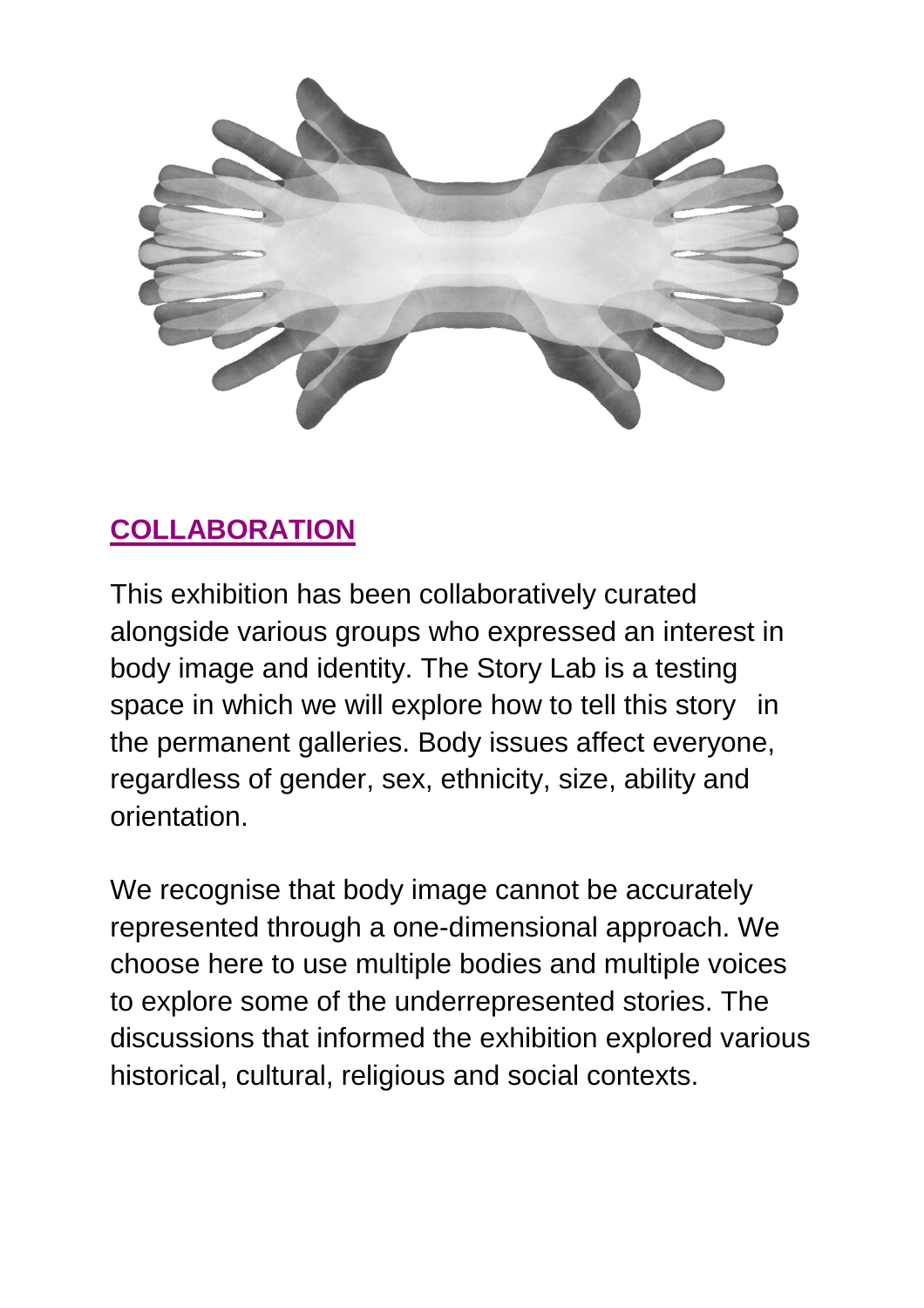## COLLABORATION

This exhibition has been collaboratively curated alongside various groups who expressed an interest in body image and identity. The Story Lab is a testing space in which we will explore how to tell this story in the permanent galleries. Body issues affect everyone, regardless of gender, sex, ethnicity, size, ability and orientation.

We recognise that body image cannot be accurately represented through a one-dimensional approach. We choose here to use multiple bodies and multiple voices to explore some of the underrepresented stories. The discussions that informed the exhibition explored various historical, cultural, religious and social contexts.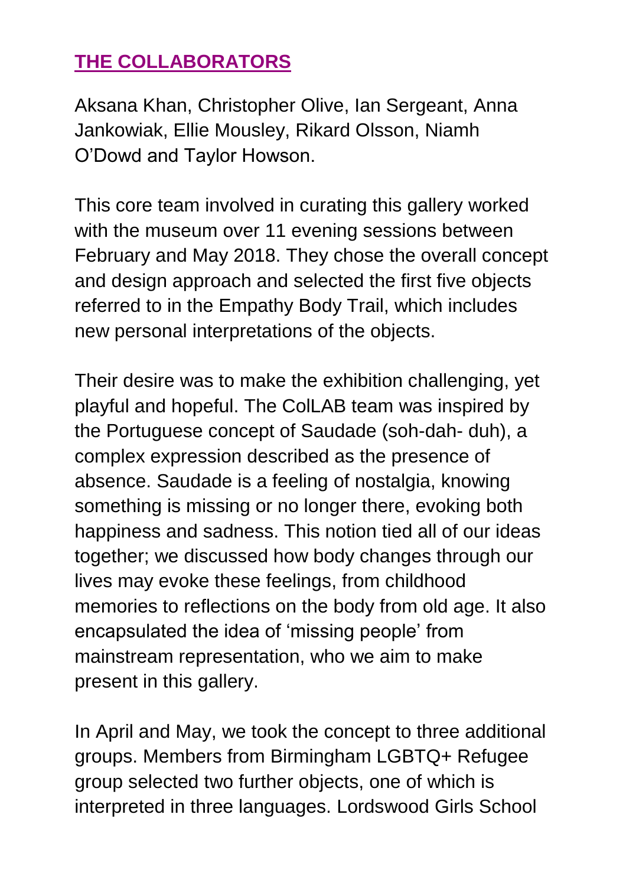## THE COLLABORATORS

Aksana Khan, Christopher Olive, Ian Sergeant, Anna Jankowiak, Ellie Mousley, Rikard Olsson, Niamh O'Dowd and Taylor Howson.

This core team involved in curating this gallery worked with the museum over 11 evening sessions between February and May 2018. They chose the overall concept and design approach and selected the first five objects referred to in the Empathy Body Trail, which includes new personal interpretations of the objects.

Their desire was to make the exhibition challenging, yet playful and hopeful. The ColLAB team was inspired by the Portuguese concept of Saudade (soh-dah- duh), a complex expression described as the presence of absence. Saudade is a feeling of nostalgia, knowing something is missing or no longer there, evoking both happiness and sadness. This notion tied all of our ideas together; we discussed how body changes through our lives may evoke these feelings, from childhood memories to reflections on the body from old age. It also encapsulated the idea of 'missing people' from mainstream representation, who we aim to make present in this gallery.

In April and May, we took the concept to three additional groups. Members from Birmingham LGBTQ+ Refugee group selected two further objects, one of which is interpreted in three languages. Lordswood Girls School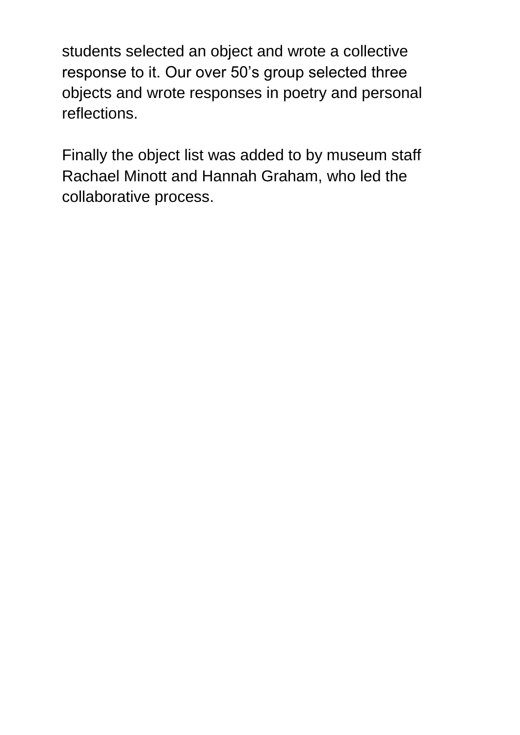students selected an object and wrote a collective response to it. Our over 50's group selected three objects and wrote responses in poetry and personal reflections.

Finally the object list was added to by museum staff Rachael Minott and Hannah Graham, who led the collaborative process.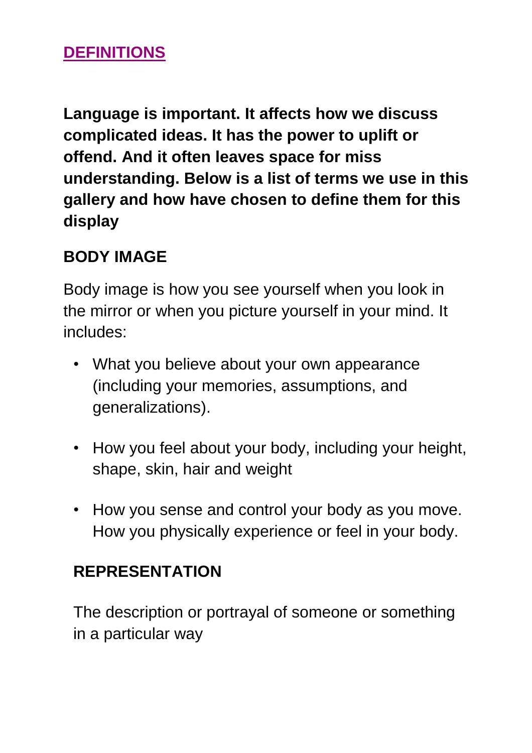## DEFINITIONS

**Language is important. It affects how we discuss complicated ideas. It has the power to uplift or offend. And it often leaves space for miss understanding. Below is a list of terms we use in this gallery and how have chosen to define them for this display**

### BODY IMAGE

Body image is how you see yourself when you look in the mirror or when you picture yourself in your mind. It includes:

- What you believe about your own appearance (including your memories, assumptions, and generalizations).
- How you feel about your body, including your height, shape, skin, hair and weight
- How you sense and control your body as you move. How you physically experience or feel in your body.

### REPRESENTATION

The description or portrayal of someone or something in a particular way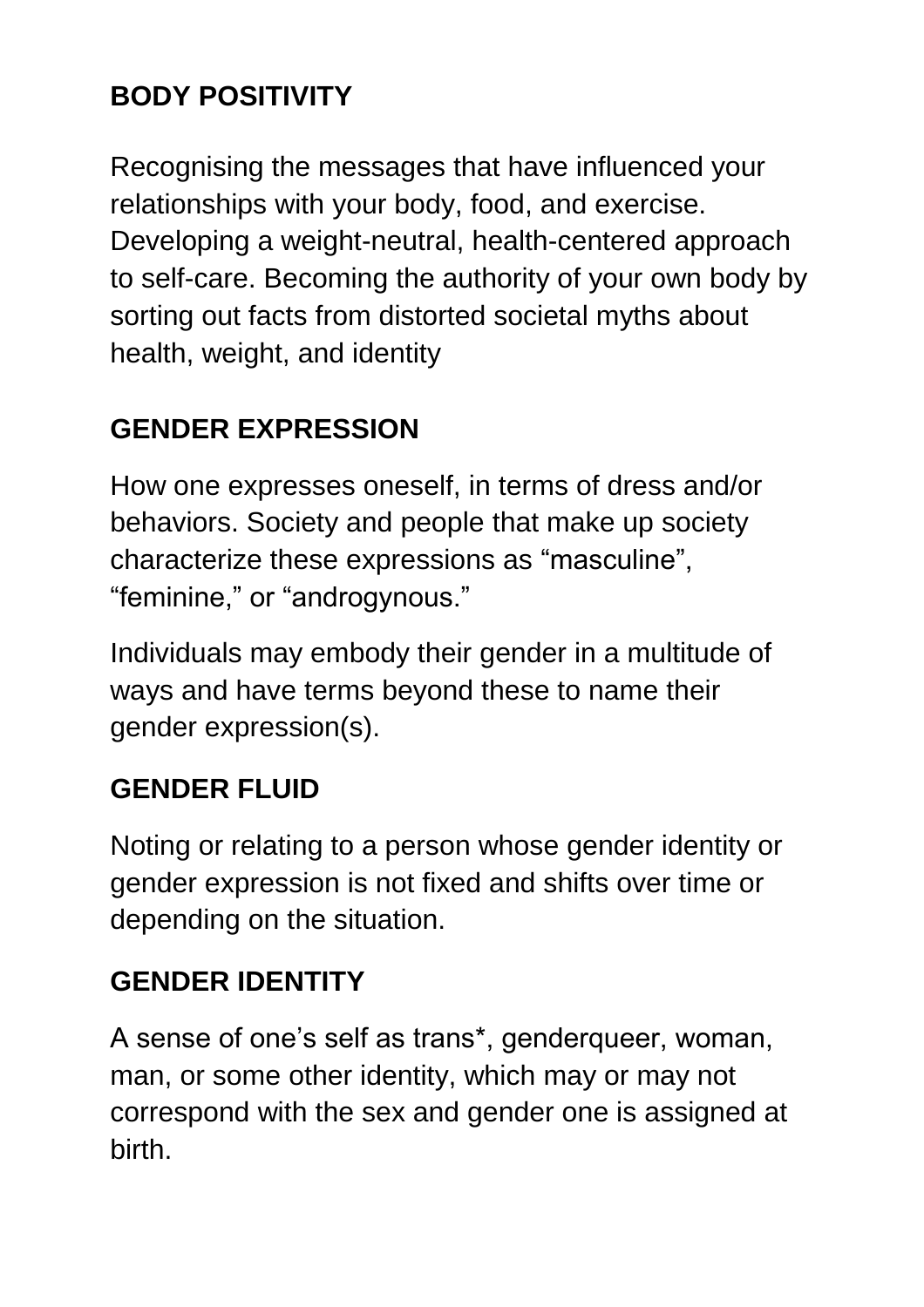**BODY POSITIVITY**

Recognising the messages that have influenced your relationships with your body, food, and exercise. Developing a weight-neutral, health-centered approach to self-care. Becoming the authority of your own body by sorting out facts from distorted societal myths about health, weight, and identity

**GENDER EXPRESSION**

How one expresses oneself, in terms of dress and/or behaviors. Society and people that make up society characterize these expressions as “masculine”, “feminine,” or “androgynous.”

Individuals may embody their gender in a multitude of ways and have terms beyond these to name their gender expression(s).

**GENDER FLUID**

Noting or relating to a person whose gender identity or gender expression is not fixed and shifts over time or depending on the situation.

**GENDER IDENTITY**

A sense of one’s self as trans*, genderqueer, woman, man, or some other identity, which may or may not correspond with the sex and gender one is assigned at birth.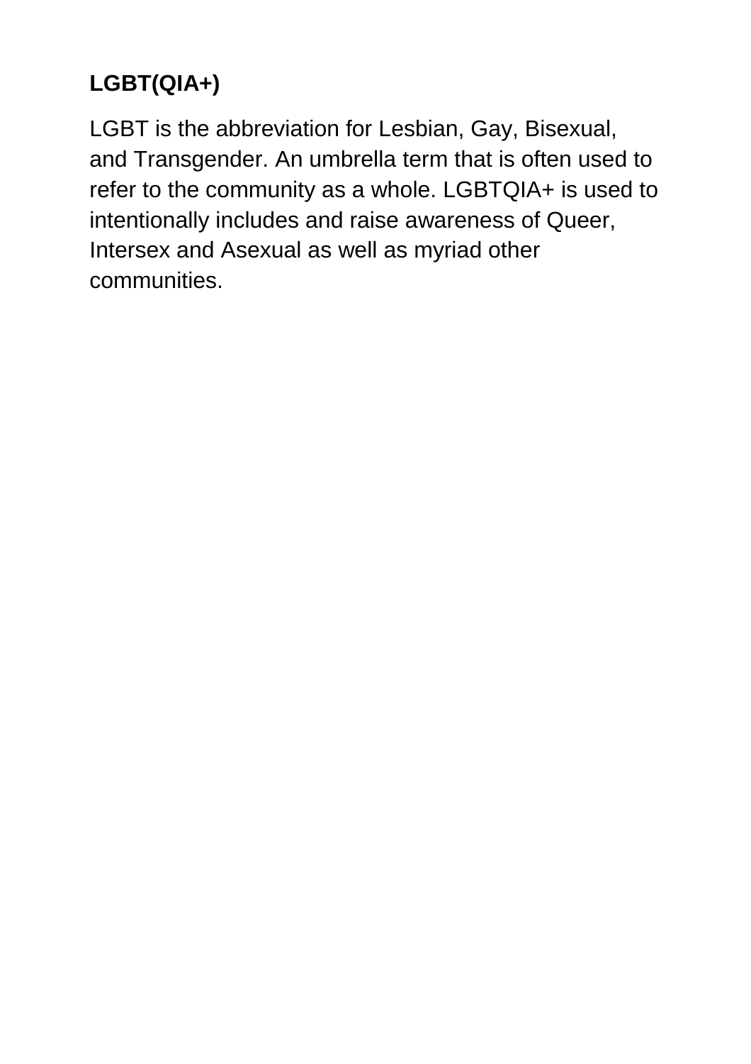**LGBT(QIA+)**

LGBT is the abbreviation for Lesbian, Gay, Bisexual, and Transgender. An umbrella term that is often used to refer to the community as a whole. LGBTQIA+ is used to intentionally includes and raise awareness of Queer, Intersex and Asexual as well as myriad other communities.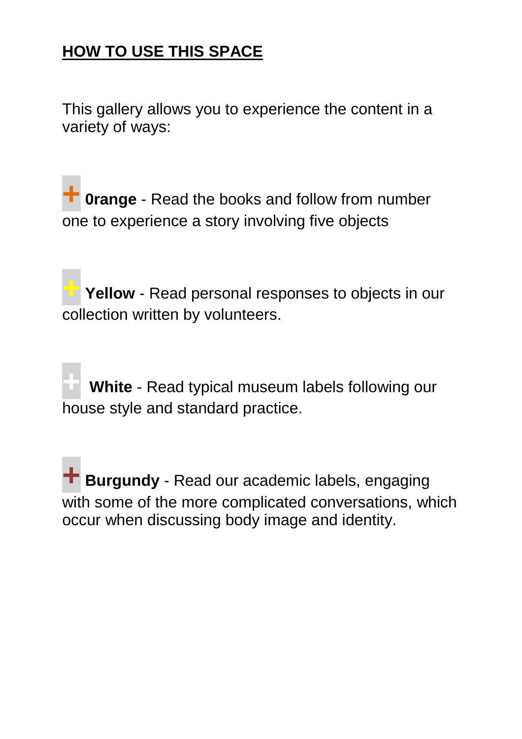## HOW TO USE THIS SPACE

This gallery allows you to experience the content in a variety of ways:

+ **0range** - Read the books and follow from number one to experience a story involving five objects

+ **Yellow** - Read personal responses to objects in our collection written by volunteers.

+ **White** - Read typical museum labels following our house style and standard practice.

+ **Burgundy** - Read our academic labels, engaging with some of the more complicated conversations, which occur when discussing body image and identity.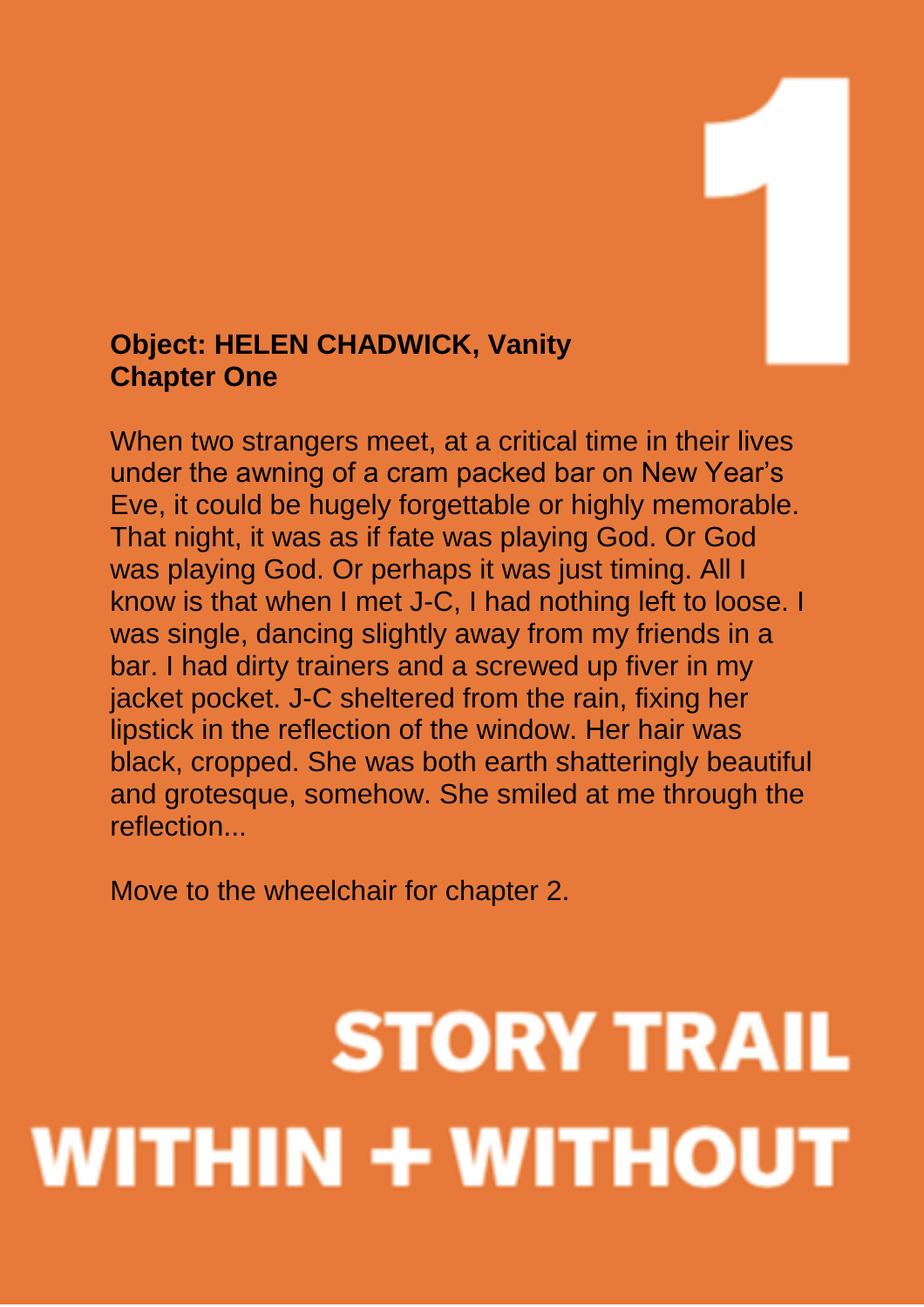# 1

**Object: HELEN CHADWICK, Vanity**
**Chapter One**

When two strangers meet, at a critical time in their lives under the awning of a cram packed bar on New Year's Eve, it could be hugely forgettable or highly memorable. That night, it was as if fate was playing God. Or God was playing God. Or perhaps it was just timing. All I know is that when I met J-C, I had nothing left to loose. I was single, dancing slightly away from my friends in a bar. I had dirty trainers and a screwed up fiver in my jacket pocket. J-C sheltered from the rain, fixing her lipstick in the reflection of the window. Her hair was black, cropped. She was both earth shatteringly beautiful and grotesque, somehow. She smiled at me through the reflection...

Move to the wheelchair for chapter 2.

**STORY TRAIL**
**WITHIN + WITHOUT**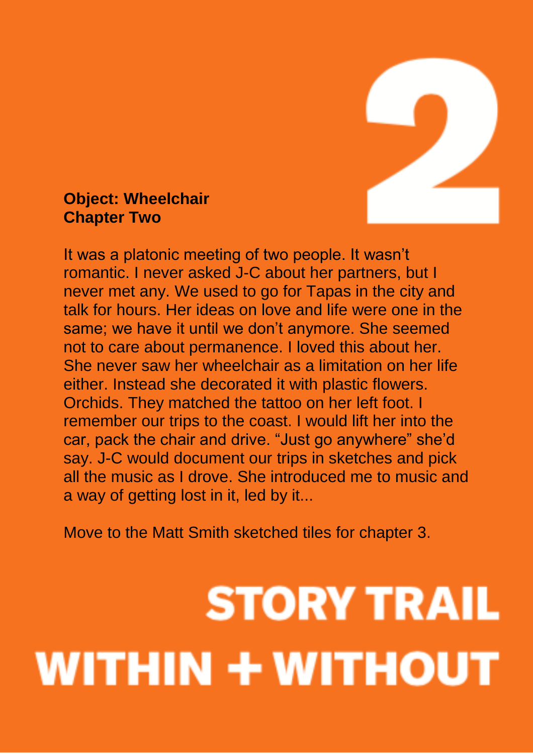# 2

**Object: Wheelchair**
**Chapter Two**

It was a platonic meeting of two people. It wasn't romantic. I never asked J-C about her partners, but I never met any. We used to go for Tapas in the city and talk for hours. Her ideas on love and life were one in the same; we have it until we don't anymore. She seemed not to care about permanence. I loved this about her. She never saw her wheelchair as a limitation on her life either. Instead she decorated it with plastic flowers. Orchids. They matched the tattoo on her left foot. I remember our trips to the coast. I would lift her into the car, pack the chair and drive. "Just go anywhere" she'd say. J-C would document our trips in sketches and pick all the music as I drove. She introduced me to music and a way of getting lost in it, led by it...

Move to the Matt Smith sketched tiles for chapter 3.

**STORY TRAIL**
**WITHIN + WITHOUT**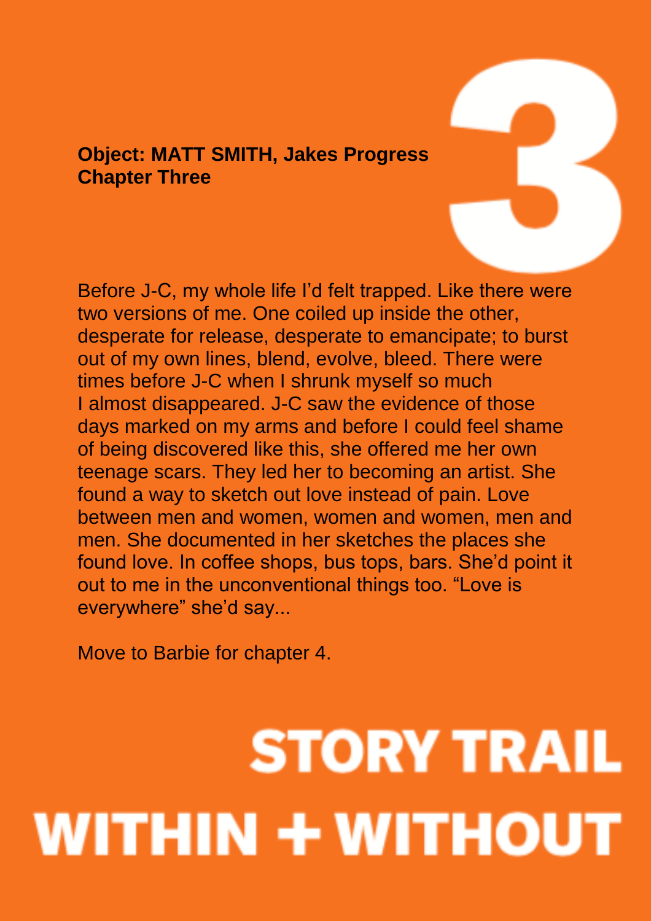**Object: MATT SMITH, Jakes Progress**
**Chapter Three**

# 3

Before J-C, my whole life I'd felt trapped. Like there were two versions of me. One coiled up inside the other, desperate for release, desperate to emancipate; to burst out of my own lines, blend, evolve, bleed. There were times before J-C when I shrunk myself so much I almost disappeared. J-C saw the evidence of those days marked on my arms and before I could feel shame of being discovered like this, she offered me her own teenage scars. They led her to becoming an artist. She found a way to sketch out love instead of pain. Love between men and women, women and women, men and men. She documented in her sketches the places she found love. In coffee shops, bus tops, bars. She'd point it out to me in the unconventional things too. "Love is everywhere" she'd say...

Move to Barbie for chapter 4.

**STORY TRAIL**
**WITHIN + WITHOUT**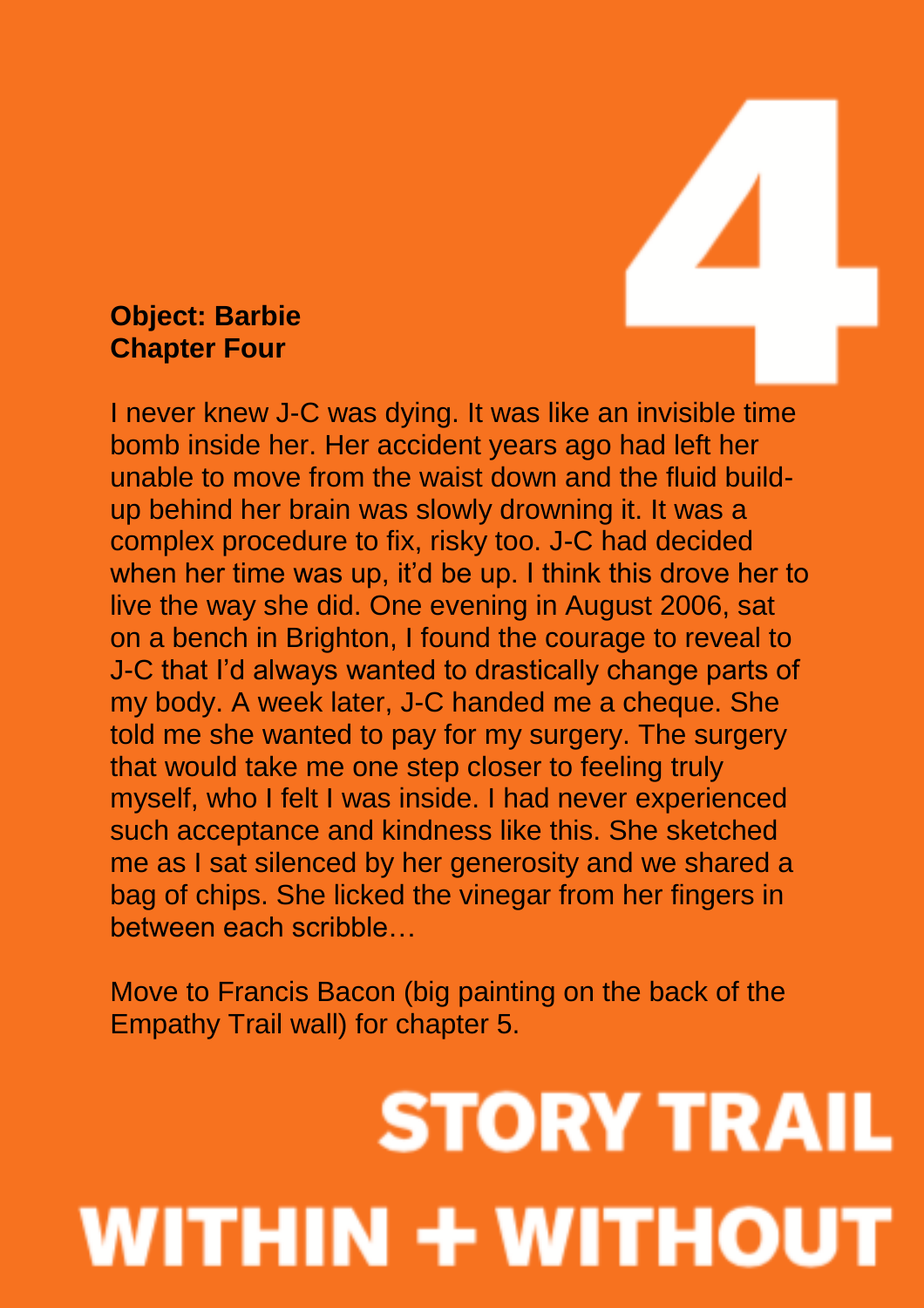# 4

**Object: Barbie**
**Chapter Four**

I never knew J-C was dying. It was like an invisible time bomb inside her. Her accident years ago had left her unable to move from the waist down and the fluid build-up behind her brain was slowly drowning it. It was a complex procedure to fix, risky too. J-C had decided when her time was up, it'd be up. I think this drove her to live the way she did. One evening in August 2006, sat on a bench in Brighton, I found the courage to reveal to J-C that I'd always wanted to drastically change parts of my body. A week later, J-C handed me a cheque. She told me she wanted to pay for my surgery. The surgery that would take me one step closer to feeling truly myself, who I felt I was inside. I had never experienced such acceptance and kindness like this. She sketched me as I sat silenced by her generosity and we shared a bag of chips. She licked the vinegar from her fingers in between each scribble…

Move to Francis Bacon (big painting on the back of the Empathy Trail wall) for chapter 5.

**STORY TRAIL**
**WITHIN + WITHOUT**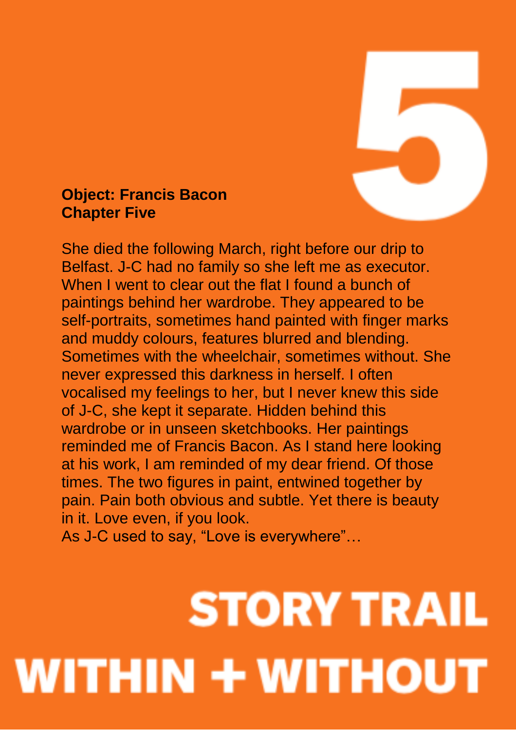# 5

**Object: Francis Bacon**
**Chapter Five**

She died the following March, right before our drip to Belfast. J-C had no family so she left me as executor. When I went to clear out the flat I found a bunch of paintings behind her wardrobe. They appeared to be self-portraits, sometimes hand painted with finger marks and muddy colours, features blurred and blending. Sometimes with the wheelchair, sometimes without. She never expressed this darkness in herself. I often vocalised my feelings to her, but I never knew this side of J-C, she kept it separate. Hidden behind this wardrobe or in unseen sketchbooks. Her paintings reminded me of Francis Bacon. As I stand here looking at his work, I am reminded of my dear friend. Of those times. The two figures in paint, entwined together by pain. Pain both obvious and subtle. Yet there is beauty in it. Love even, if you look.
As J-C used to say, “Love is everywhere”…

**STORY TRAIL**
**WITHIN + WITHOUT**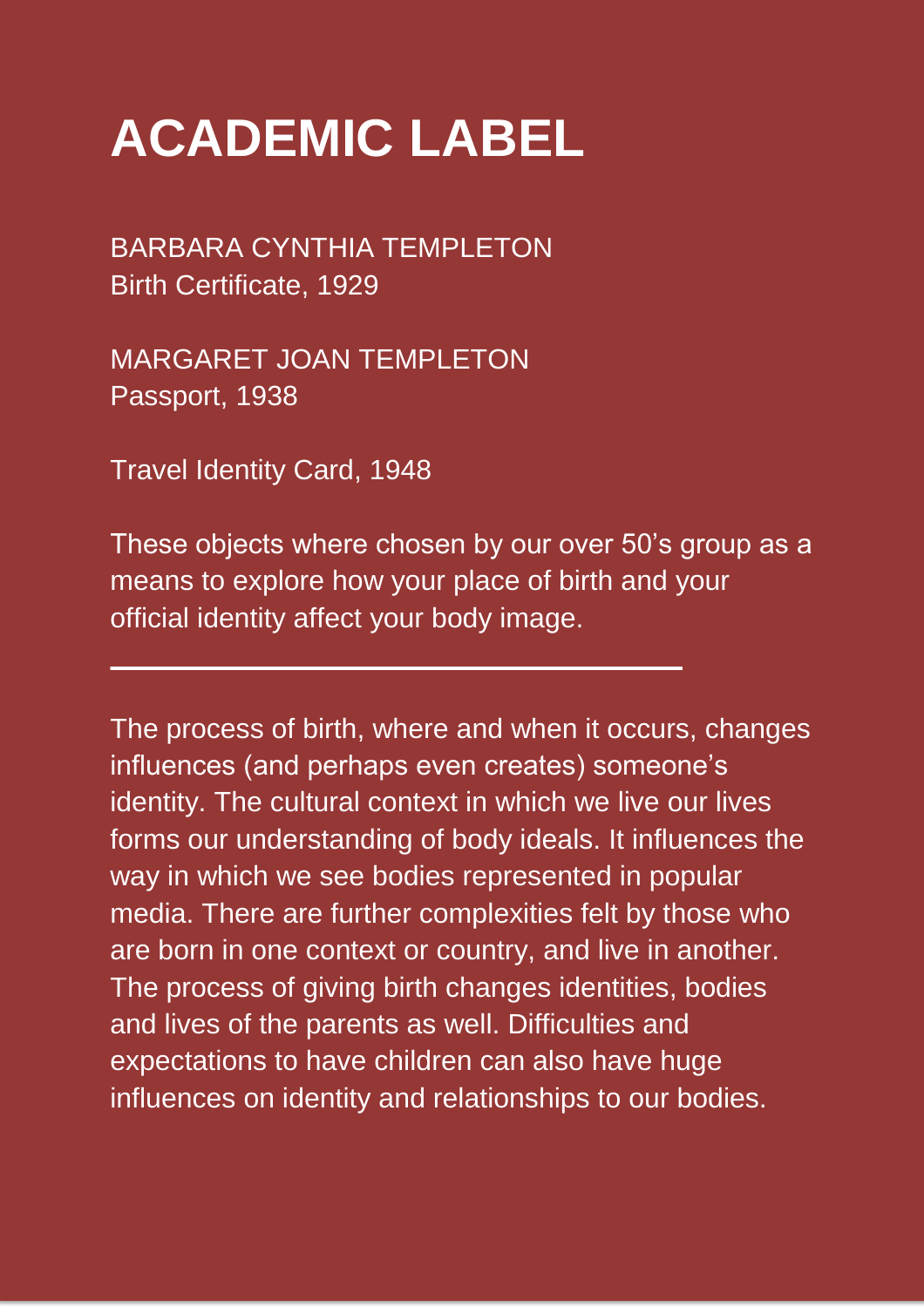# ACADEMIC LABEL

BARBARA CYNTHIA TEMPLETON
Birth Certificate, 1929

MARGARET JOAN TEMPLETON
Passport, 1938

Travel Identity Card, 1948

These objects where chosen by our over 50's group as a means to explore how your place of birth and your official identity affect your body image.

---

The process of birth, where and when it occurs, changes influences (and perhaps even creates) someone's identity. The cultural context in which we live our lives forms our understanding of body ideals. It influences the way in which we see bodies represented in popular media. There are further complexities felt by those who are born in one context or country, and live in another. The process of giving birth changes identities, bodies and lives of the parents as well. Difficulties and expectations to have children can also have huge influences on identity and relationships to our bodies.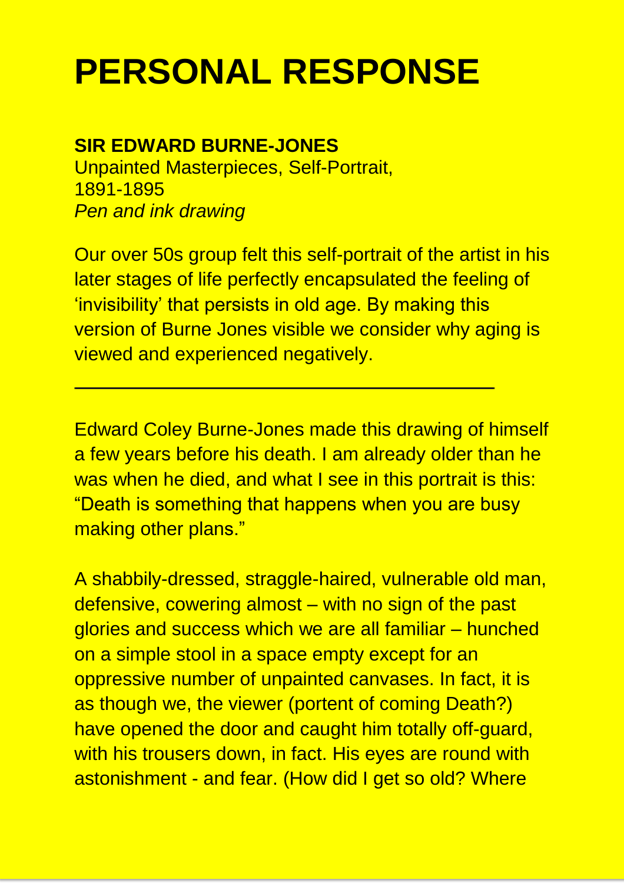# PERSONAL RESPONSE

**SIR EDWARD BURNE-JONES**
Unpainted Masterpieces, Self-Portrait,
1891-1895
*Pen and ink drawing*

Our over 50s group felt this self-portrait of the artist in his later stages of life perfectly encapsulated the feeling of 'invisibility' that persists in old age. By making this version of Burne Jones visible we consider why aging is viewed and experienced negatively.

---

Edward Coley Burne-Jones made this drawing of himself a few years before his death. I am already older than he was when he died, and what I see in this portrait is this: "Death is something that happens when you are busy making other plans."

A shabbily-dressed, straggle-haired, vulnerable old man, defensive, cowering almost – with no sign of the past glories and success which we are all familiar – hunched on a simple stool in a space empty except for an oppressive number of unpainted canvases. In fact, it is as though we, the viewer (portent of coming Death?) have opened the door and caught him totally off-guard, with his trousers down, in fact. His eyes are round with astonishment - and fear. (How did I get so old? Where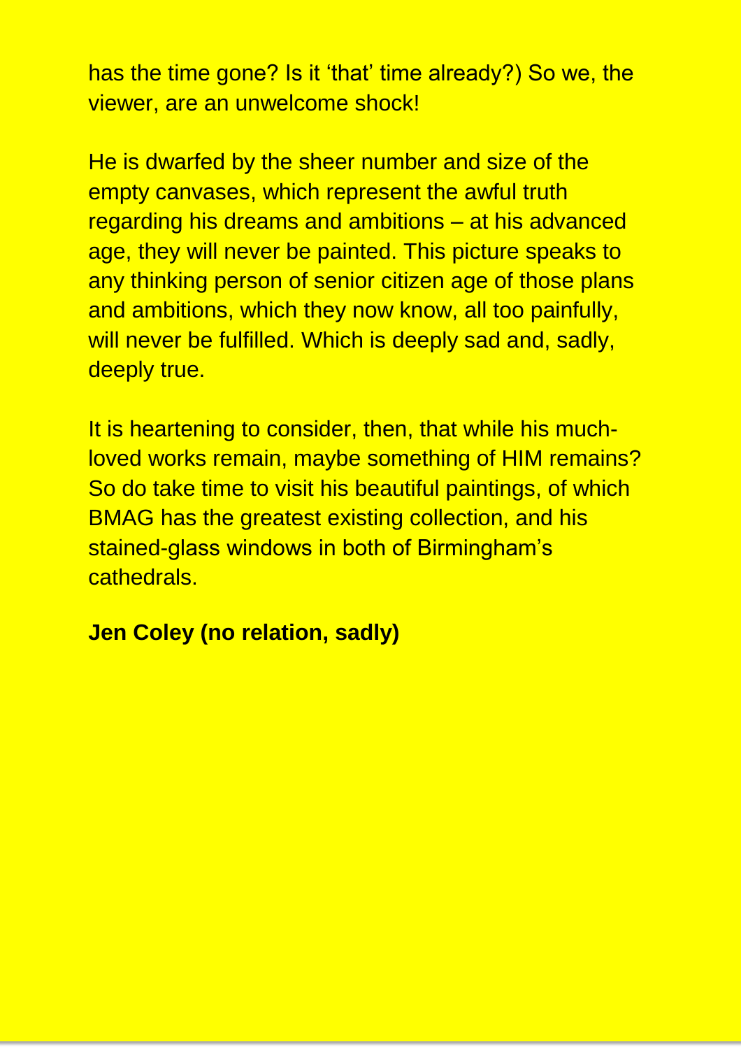has the time gone? Is it 'that' time already?) So we, the viewer, are an unwelcome shock!

He is dwarfed by the sheer number and size of the empty canvases, which represent the awful truth regarding his dreams and ambitions – at his advanced age, they will never be painted. This picture speaks to any thinking person of senior citizen age of those plans and ambitions, which they now know, all too painfully, will never be fulfilled. Which is deeply sad and, sadly, deeply true.

It is heartening to consider, then, that while his much-loved works remain, maybe something of HIM remains? So do take time to visit his beautiful paintings, of which BMAG has the greatest existing collection, and his stained-glass windows in both of Birmingham's cathedrals.

**Jen Coley (no relation, sadly)**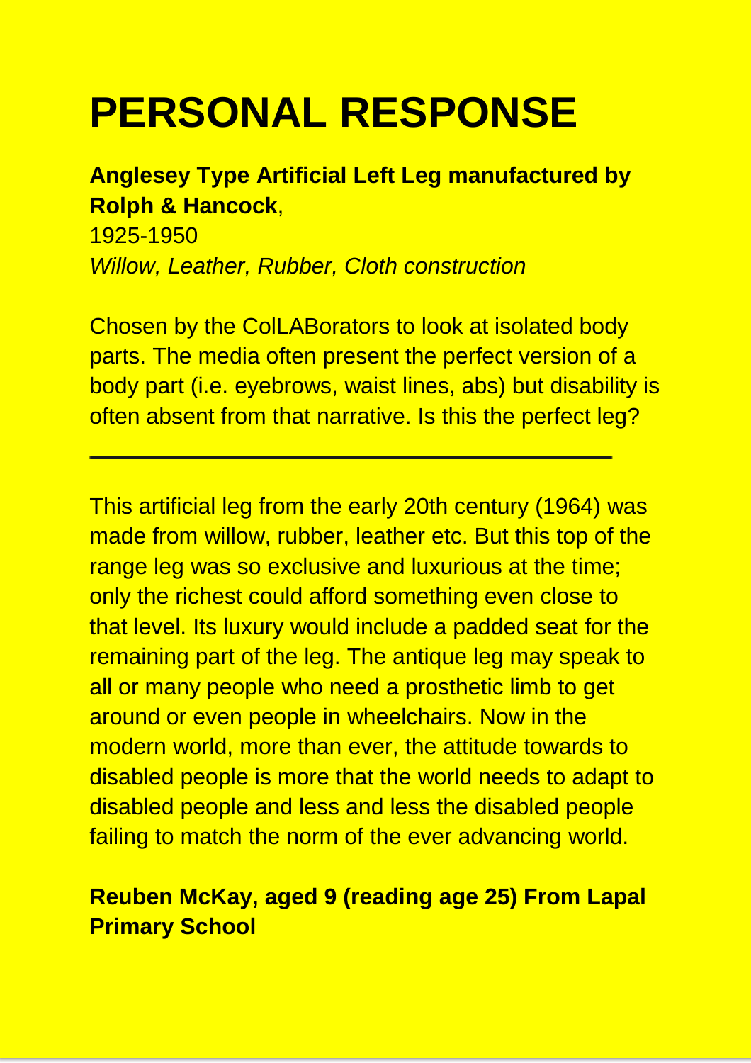# PERSONAL RESPONSE

**Anglesey Type Artificial Left Leg manufactured by Rolph & Hancock**,
1925-1950
*Willow, Leather, Rubber, Cloth construction*

Chosen by the ColLABorators to look at isolated body parts. The media often present the perfect version of a body part (i.e. eyebrows, waist lines, abs) but disability is often absent from that narrative. Is this the perfect leg?

---

This artificial leg from the early 20th century (1964) was made from willow, rubber, leather etc. But this top of the range leg was so exclusive and luxurious at the time; only the richest could afford something even close to that level. Its luxury would include a padded seat for the remaining part of the leg. The antique leg may speak to all or many people who need a prosthetic limb to get around or even people in wheelchairs. Now in the modern world, more than ever, the attitude towards to disabled people is more that the world needs to adapt to disabled people and less and less the disabled people failing to match the norm of the ever advancing world.

**Reuben McKay, aged 9 (reading age 25) From Lapal Primary School**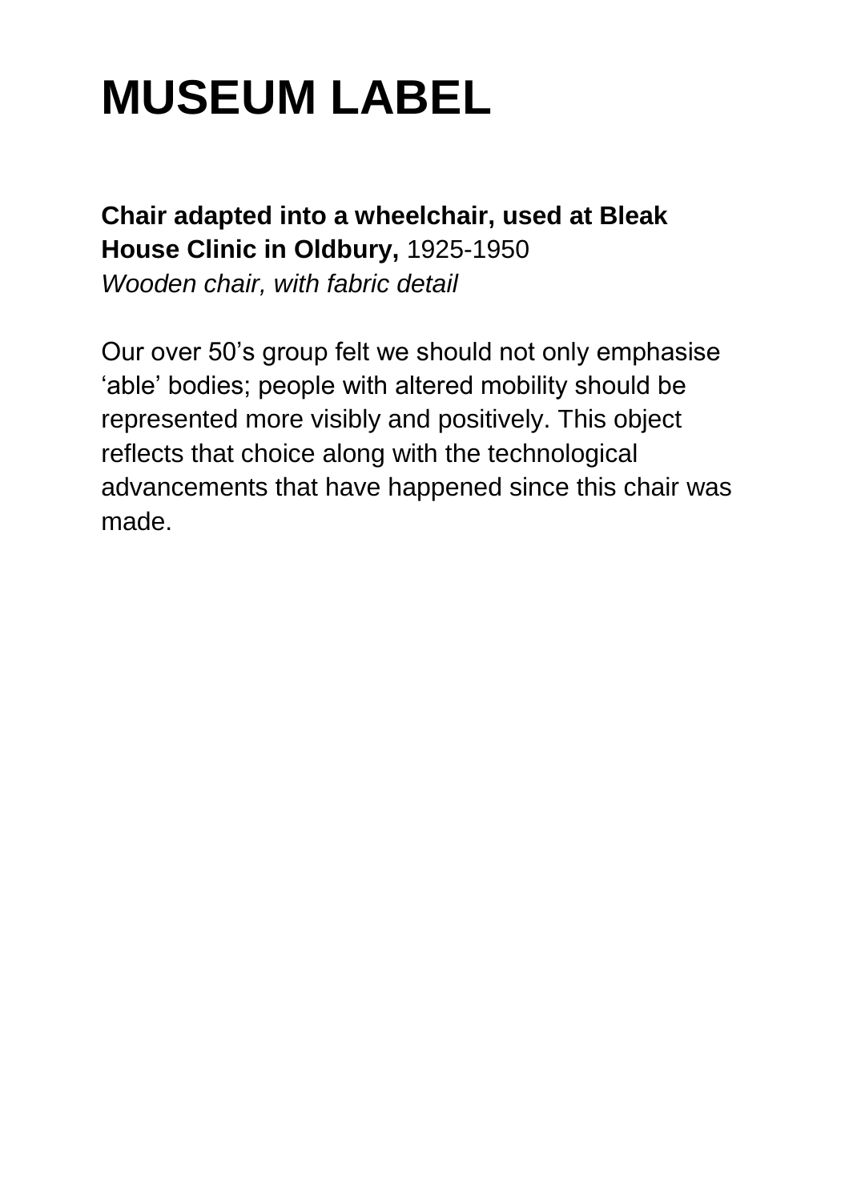# MUSEUM LABEL

**Chair adapted into a wheelchair, used at Bleak House Clinic in Oldbury,** 1925-1950
*Wooden chair, with fabric detail*

Our over 50's group felt we should not only emphasise 'able' bodies; people with altered mobility should be represented more visibly and positively. This object reflects that choice along with the technological advancements that have happened since this chair was made.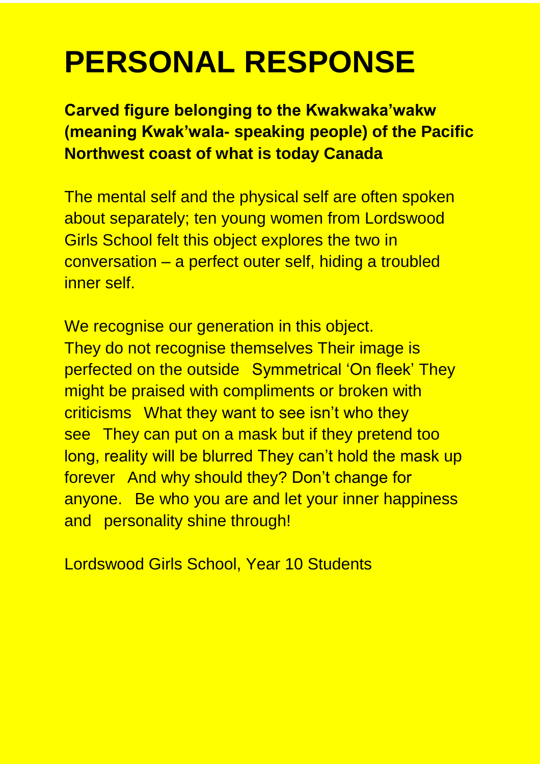# PERSONAL RESPONSE

**Carved figure belonging to the Kwakwaka'wakw (meaning Kwak'wala- speaking people) of the Pacific Northwest coast of what is today Canada**

The mental self and the physical self are often spoken about separately; ten young women from Lordswood Girls School felt this object explores the two in conversation – a perfect outer self, hiding a troubled inner self.

We recognise our generation in this object. They do not recognise themselves Their image is perfected on the outside Symmetrical 'On fleek' They might be praised with compliments or broken with criticisms What they want to see isn't who they see They can put on a mask but if they pretend too long, reality will be blurred They can't hold the mask up forever And why should they? Don't change for anyone. Be who you are and let your inner happiness and personality shine through!

Lordswood Girls School, Year 10 Students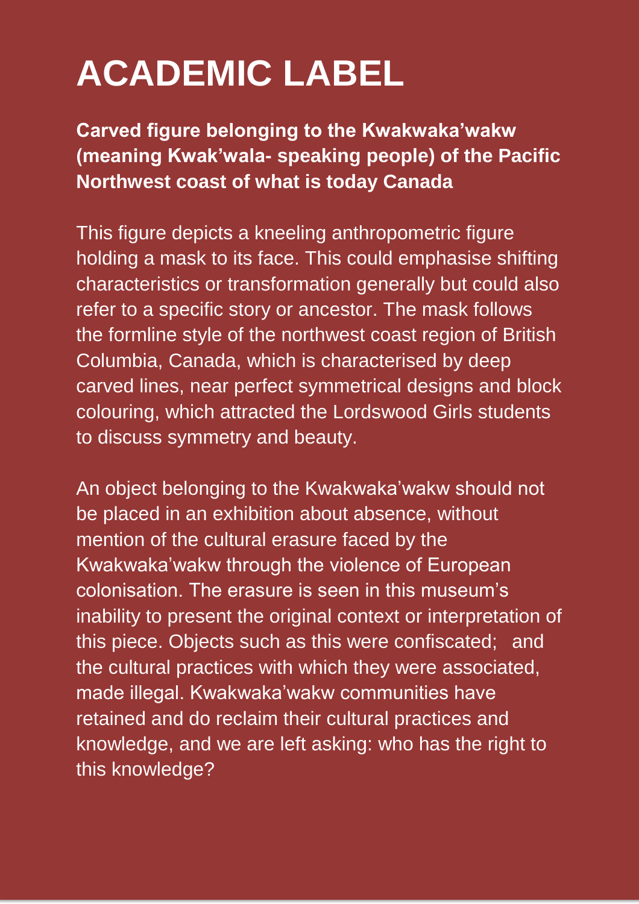# ACADEMIC LABEL

**Carved figure belonging to the Kwakwaka'wakw (meaning Kwak'wala- speaking people) of the Pacific Northwest coast of what is today Canada**

This figure depicts a kneeling anthropometric figure holding a mask to its face. This could emphasise shifting characteristics or transformation generally but could also refer to a specific story or ancestor. The mask follows the formline style of the northwest coast region of British Columbia, Canada, which is characterised by deep carved lines, near perfect symmetrical designs and block colouring, which attracted the Lordswood Girls students to discuss symmetry and beauty.

An object belonging to the Kwakwaka'wakw should not be placed in an exhibition about absence, without mention of the cultural erasure faced by the Kwakwaka'wakw through the violence of European colonisation. The erasure is seen in this museum's inability to present the original context or interpretation of this piece. Objects such as this were confiscated; and the cultural practices with which they were associated, made illegal. Kwakwaka'wakw communities have retained and do reclaim their cultural practices and knowledge, and we are left asking: who has the right to this knowledge?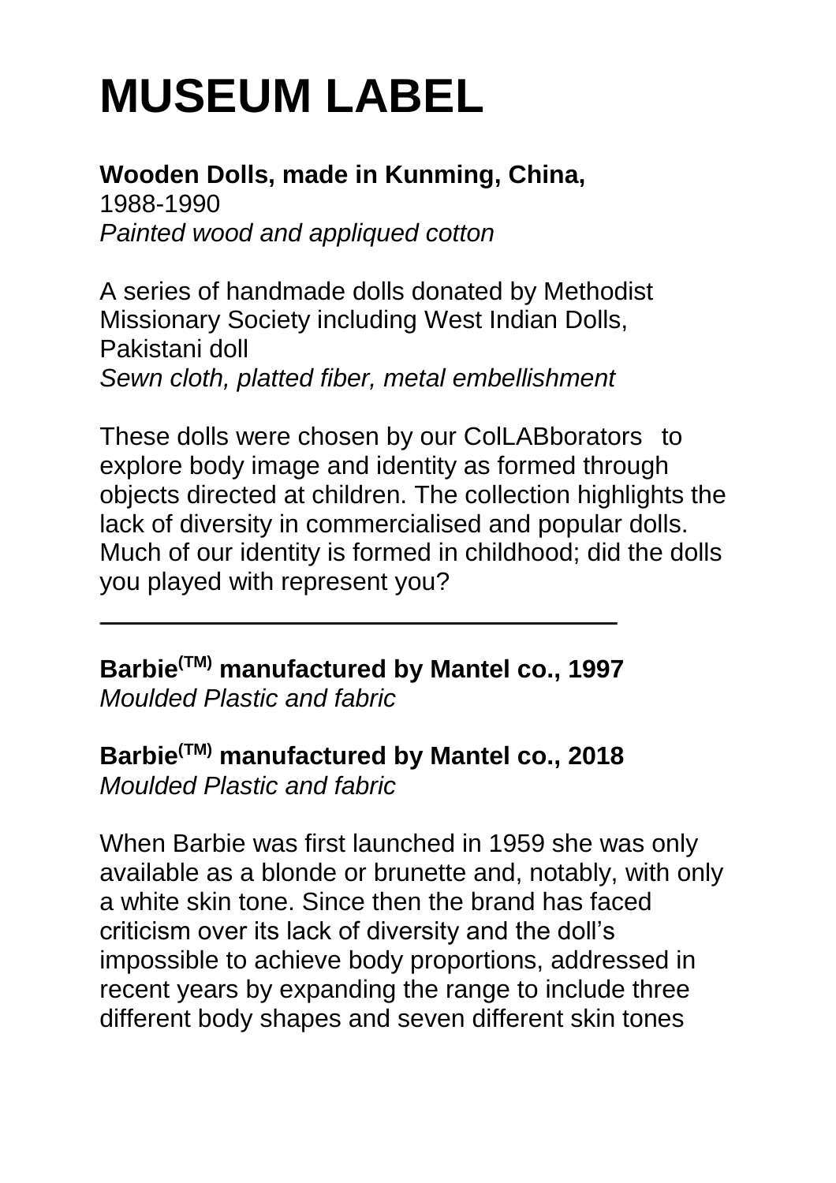# MUSEUM LABEL

**Wooden Dolls, made in Kunming, China,**
1988-1990
*Painted wood and appliqued cotton*

A series of handmade dolls donated by Methodist Missionary Society including West Indian Dolls, Pakistani doll
*Sewn cloth, platted fiber, metal embellishment*

These dolls were chosen by our ColLABborators to explore body image and identity as formed through objects directed at children. The collection highlights the lack of diversity in commercialised and popular dolls. Much of our identity is formed in childhood; did the dolls you played with represent you?

---

**Barbie(TM) manufactured by Mantel co., 1997**
*Moulded Plastic and fabric*

**Barbie(TM) manufactured by Mantel co., 2018**
*Moulded Plastic and fabric*

When Barbie was first launched in 1959 she was only available as a blonde or brunette and, notably, with only a white skin tone. Since then the brand has faced criticism over its lack of diversity and the doll's impossible to achieve body proportions, addressed in recent years by expanding the range to include three different body shapes and seven different skin tones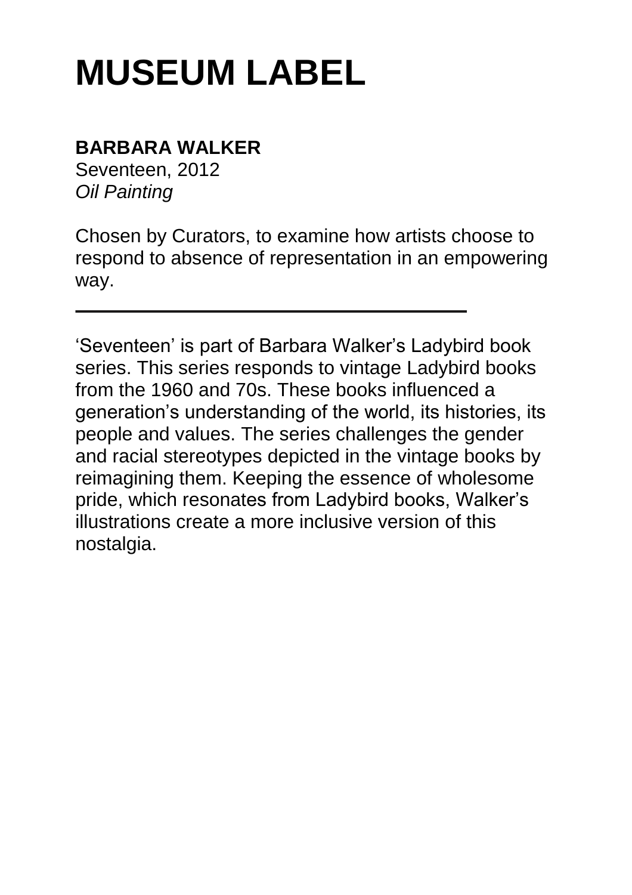# MUSEUM LABEL

**BARBARA WALKER**
Seventeen, 2012
*Oil Painting*

Chosen by Curators, to examine how artists choose to respond to absence of representation in an empowering way.

---

'Seventeen' is part of Barbara Walker's Ladybird book series. This series responds to vintage Ladybird books from the 1960 and 70s. These books influenced a generation's understanding of the world, its histories, its people and values. The series challenges the gender and racial stereotypes depicted in the vintage books by reimagining them. Keeping the essence of wholesome pride, which resonates from Ladybird books, Walker's illustrations create a more inclusive version of this nostalgia.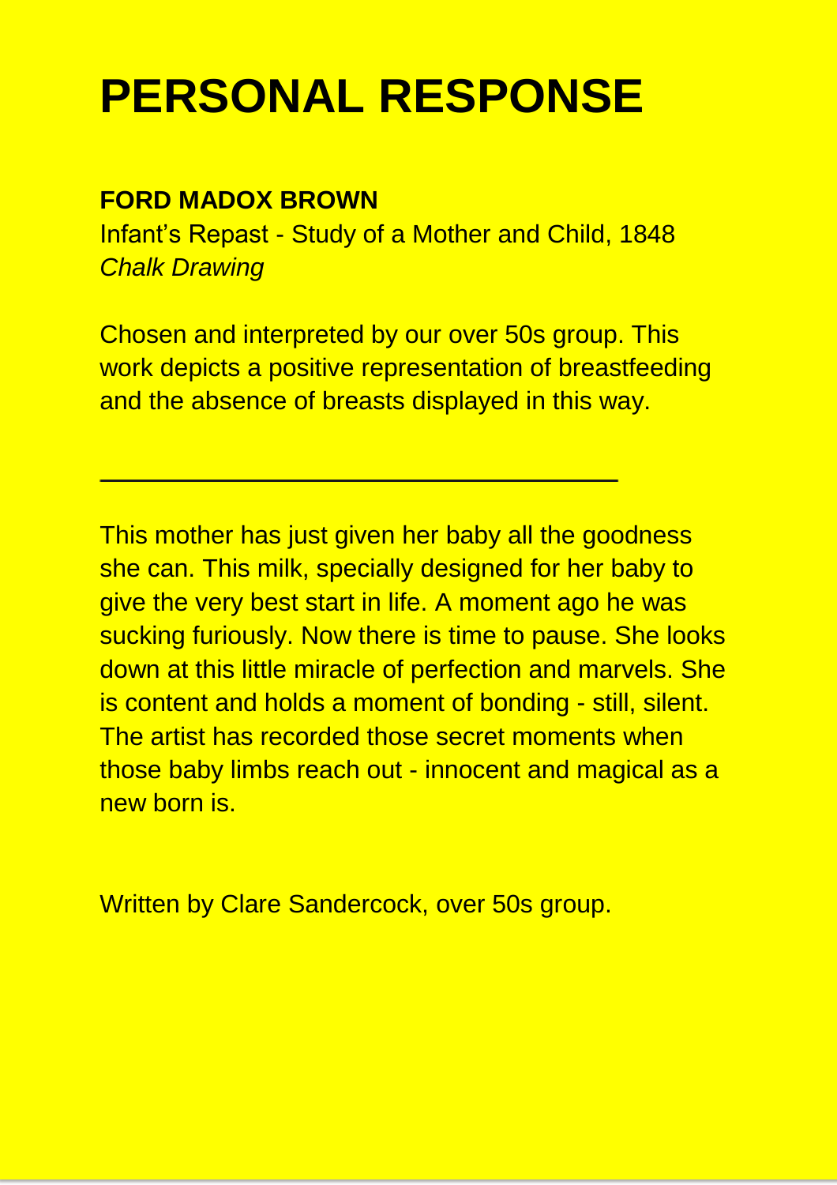# PERSONAL RESPONSE

**FORD MADOX BROWN**
Infant's Repast - Study of a Mother and Child, 1848
*Chalk Drawing*

Chosen and interpreted by our over 50s group. This work depicts a positive representation of breastfeeding and the absence of breasts displayed in this way.

---

This mother has just given her baby all the goodness she can. This milk, specially designed for her baby to give the very best start in life. A moment ago he was sucking furiously. Now there is time to pause. She looks down at this little miracle of perfection and marvels. She is content and holds a moment of bonding - still, silent. The artist has recorded those secret moments when those baby limbs reach out - innocent and magical as a new born is.

Written by Clare Sandercock, over 50s group.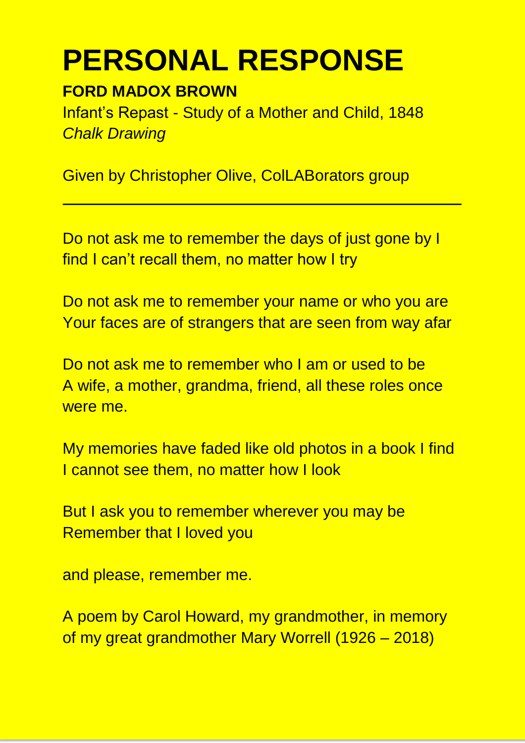# PERSONAL RESPONSE

**FORD MADOX BROWN**

Infant's Repast - Study of a Mother and Child, 1848
*Chalk Drawing*

Given by Christopher Olive, ColLABorators group

---

Do not ask me to remember the days of just gone by I
find I can't recall them, no matter how I try

Do not ask me to remember your name or who you are
Your faces are of strangers that are seen from way afar

Do not ask me to remember who I am or used to be
A wife, a mother, grandma, friend, all these roles once were me.

My memories have faded like old photos in a book I find
I cannot see them, no matter how I look

But I ask you to remember wherever you may be
Remember that I loved you

and please, remember me.

A poem by Carol Howard, my grandmother, in memory of my great grandmother Mary Worrell (1926 – 2018)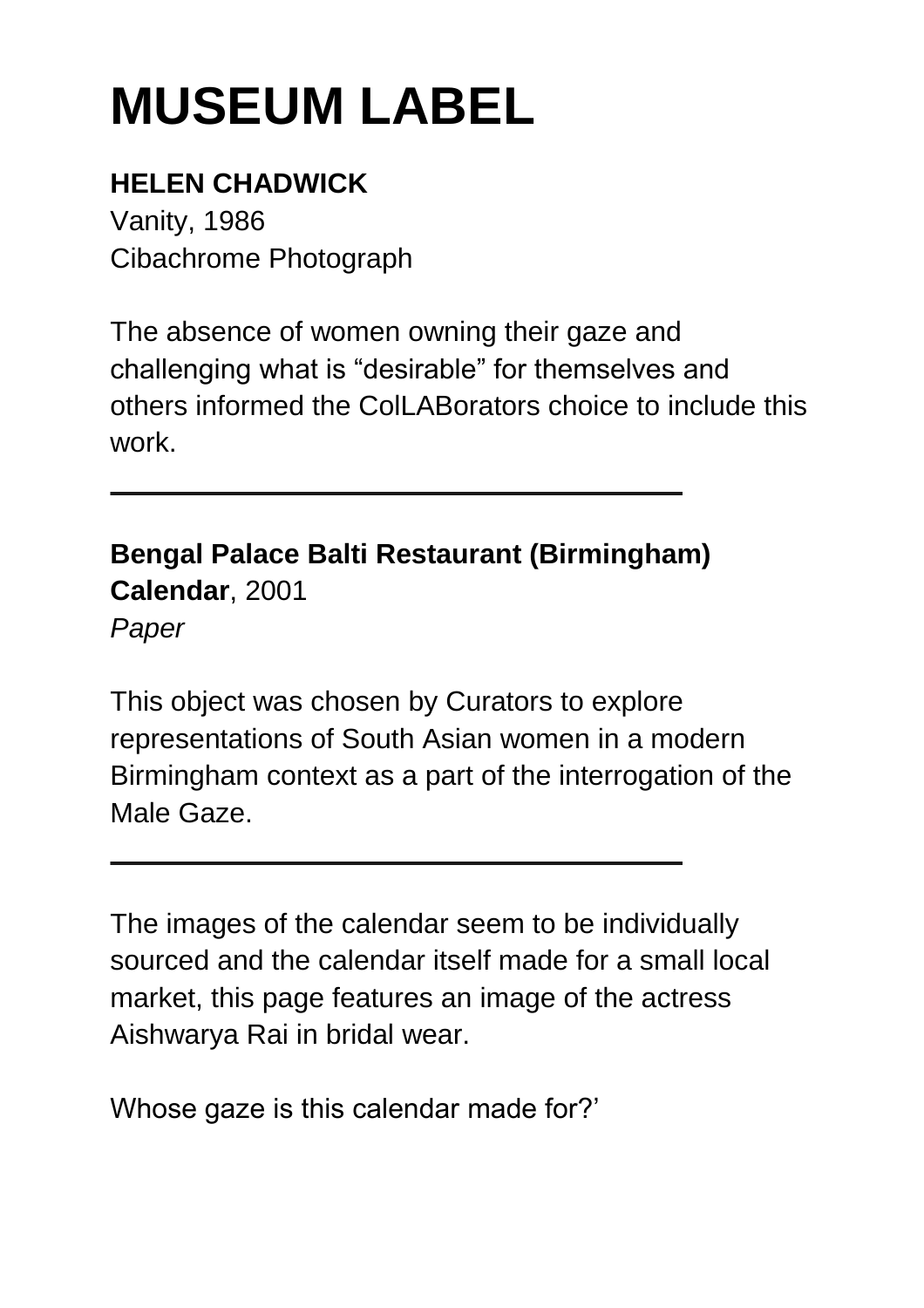# MUSEUM LABEL

**HELEN CHADWICK**
Vanity, 1986
Cibachrome Photograph

The absence of women owning their gaze and challenging what is “desirable” for themselves and others informed the ColLABorators choice to include this work.

---

**Bengal Palace Balti Restaurant (Birmingham) Calendar**, 2001
*Paper*

This object was chosen by Curators to explore representations of South Asian women in a modern Birmingham context as a part of the interrogation of the Male Gaze.

---

The images of the calendar seem to be individually sourced and the calendar itself made for a small local market, this page features an image of the actress Aishwarya Rai in bridal wear.

Whose gaze is this calendar made for?’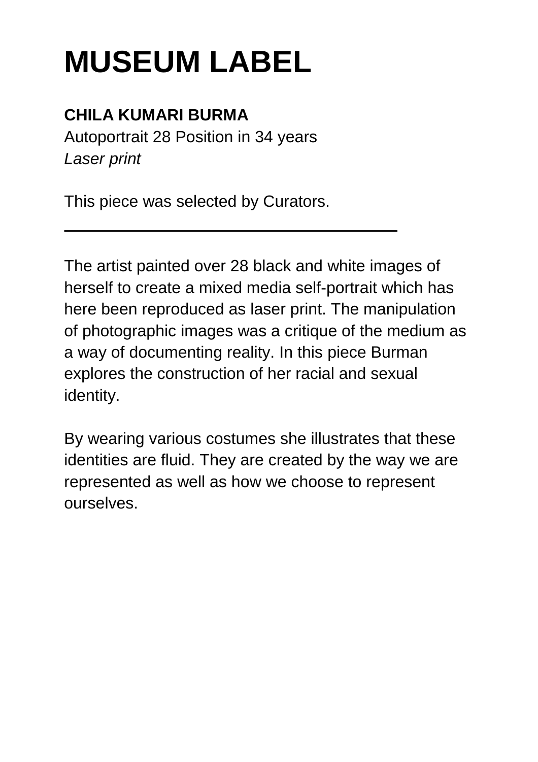# MUSEUM LABEL

**CHILA KUMARI BURMA**
Autoportrait 28 Position in 34 years
*Laser print*

This piece was selected by Curators.

---

The artist painted over 28 black and white images of herself to create a mixed media self-portrait which has here been reproduced as laser print. The manipulation of photographic images was a critique of the medium as a way of documenting reality. In this piece Burman explores the construction of her racial and sexual identity.

By wearing various costumes she illustrates that these identities are fluid. They are created by the way we are represented as well as how we choose to represent ourselves.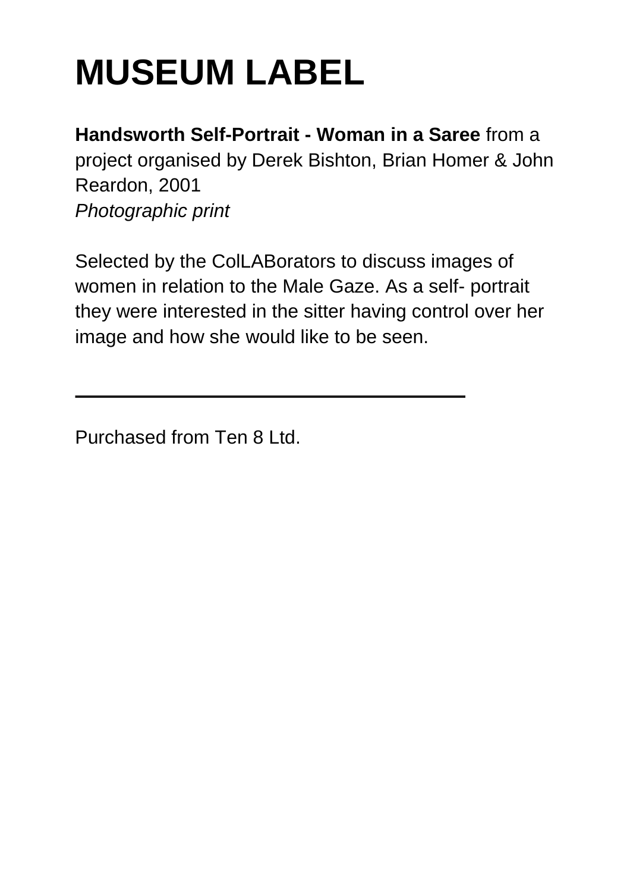# MUSEUM LABEL

**Handsworth Self-Portrait - Woman in a Saree** from a project organised by Derek Bishton, Brian Homer & John Reardon, 2001
*Photographic print*

Selected by the ColLABorators to discuss images of women in relation to the Male Gaze. As a self- portrait they were interested in the sitter having control over her image and how she would like to be seen.

---

Purchased from Ten 8 Ltd.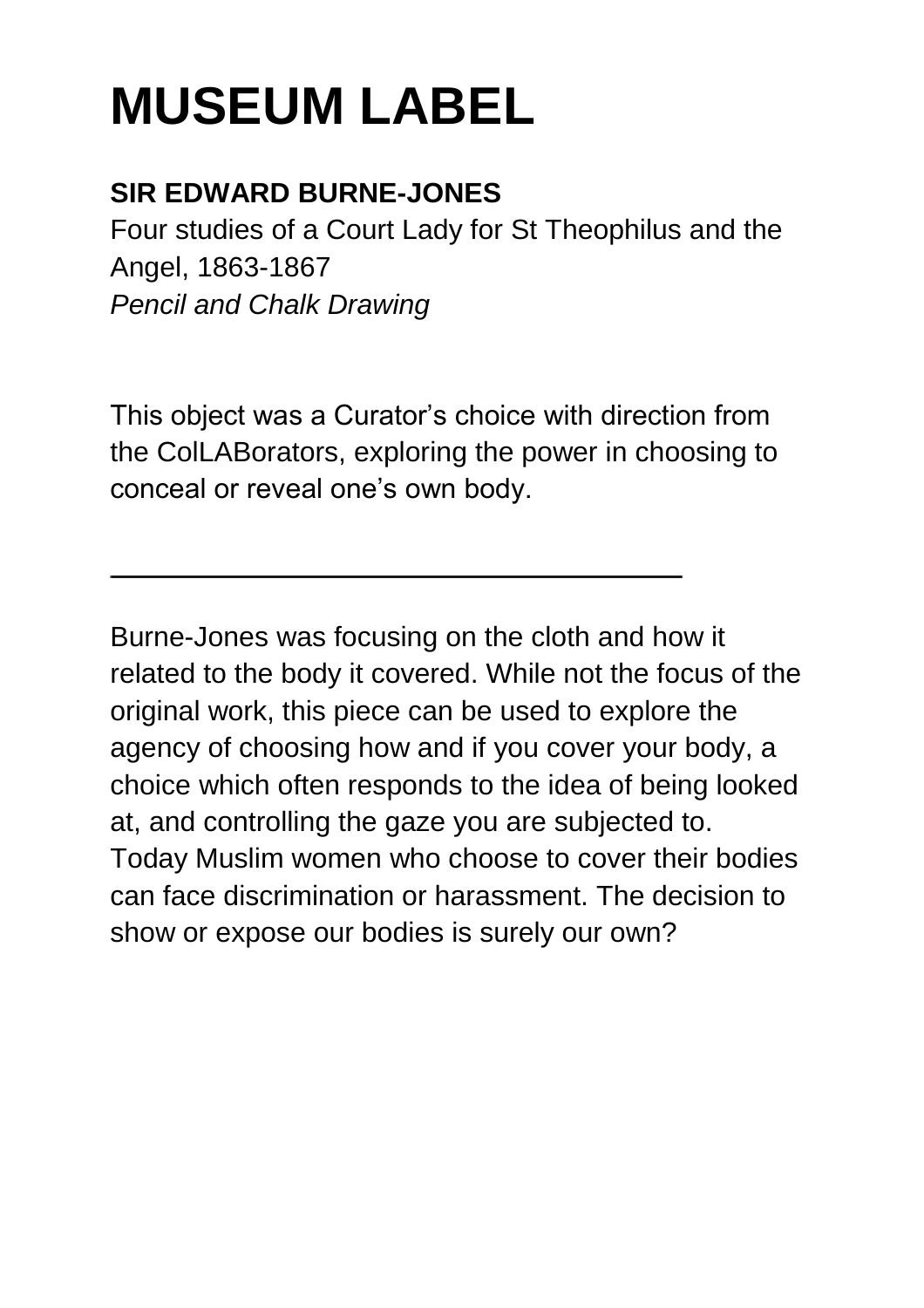# MUSEUM LABEL

**SIR EDWARD BURNE-JONES**
Four studies of a Court Lady for St Theophilus and the Angel, 1863-1867
*Pencil and Chalk Drawing*

This object was a Curator's choice with direction from the ColLABorators, exploring the power in choosing to conceal or reveal one's own body.

---

Burne-Jones was focusing on the cloth and how it related to the body it covered. While not the focus of the original work, this piece can be used to explore the agency of choosing how and if you cover your body, a choice which often responds to the idea of being looked at, and controlling the gaze you are subjected to. Today Muslim women who choose to cover their bodies can face discrimination or harassment. The decision to show or expose our bodies is surely our own?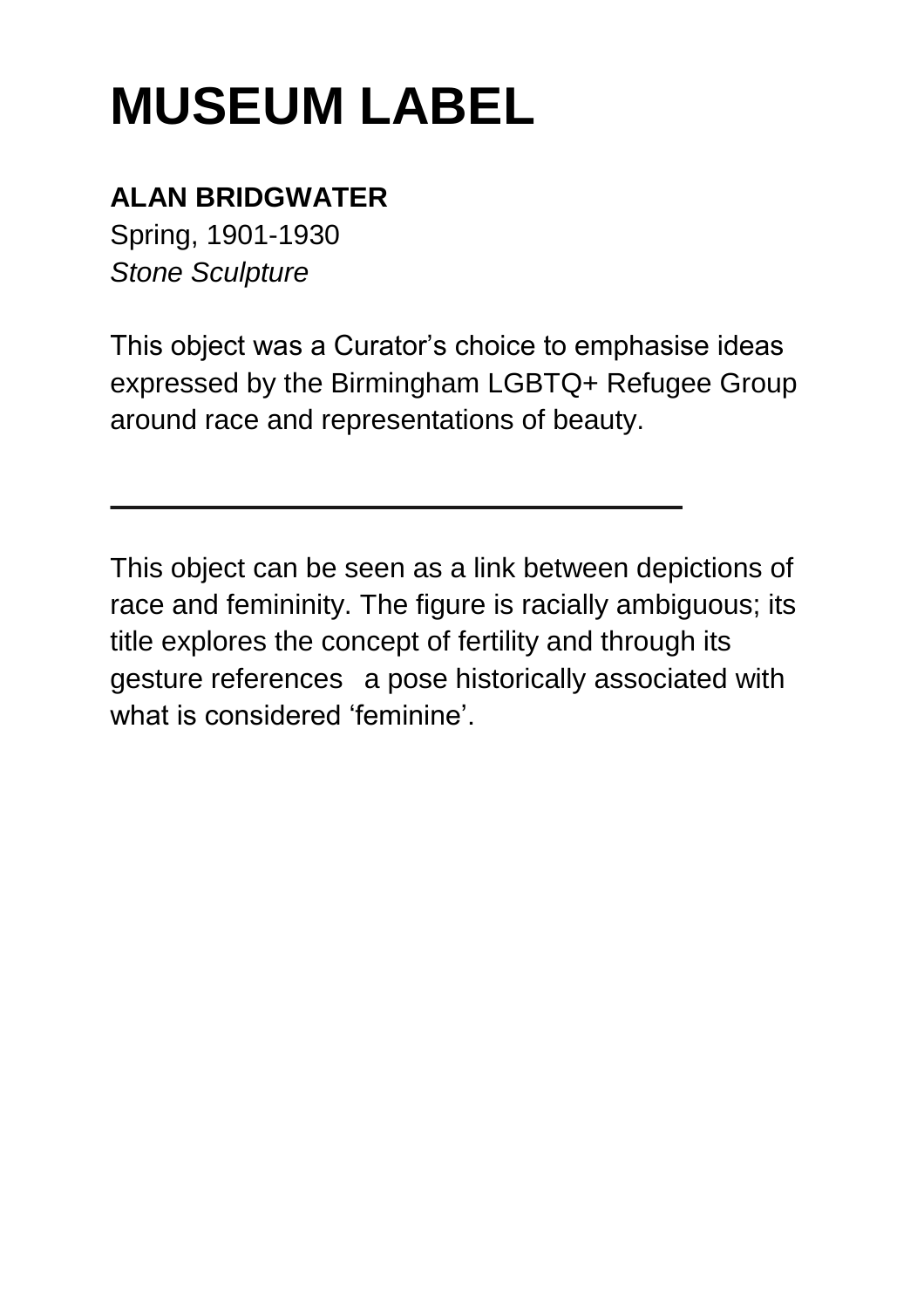# MUSEUM LABEL

**ALAN BRIDGWATER**
Spring, 1901-1930
*Stone Sculpture*

This object was a Curator's choice to emphasise ideas expressed by the Birmingham LGBTQ+ Refugee Group around race and representations of beauty.

---

This object can be seen as a link between depictions of race and femininity. The figure is racially ambiguous; its title explores the concept of fertility and through its gesture references a pose historically associated with what is considered 'feminine'.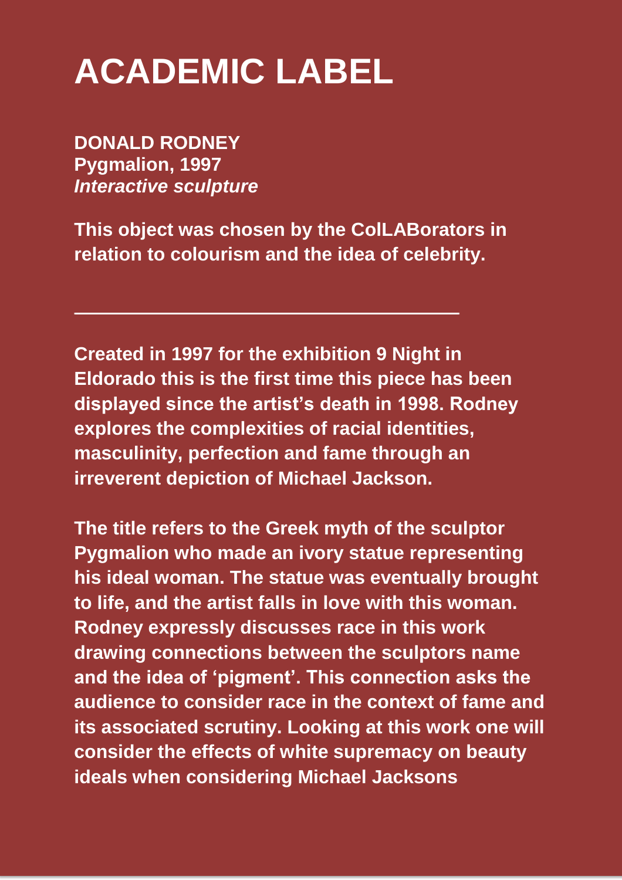# ACADEMIC LABEL

**DONALD RODNEY**
**Pygmalion, 1997**
***Interactive sculpture***

**This object was chosen by the ColLABorators in relation to colourism and the idea of celebrity.**

---

**Created in 1997 for the exhibition 9 Night in Eldorado this is the first time this piece has been displayed since the artist's death in 1998. Rodney explores the complexities of racial identities, masculinity, perfection and fame through an irreverent depiction of Michael Jackson.**

**The title refers to the Greek myth of the sculptor Pygmalion who made an ivory statue representing his ideal woman. The statue was eventually brought to life, and the artist falls in love with this woman. Rodney expressly discusses race in this work drawing connections between the sculptors name and the idea of 'pigment'. This connection asks the audience to consider race in the context of fame and its associated scrutiny. Looking at this work one will consider the effects of white supremacy on beauty ideals when considering Michael Jacksons**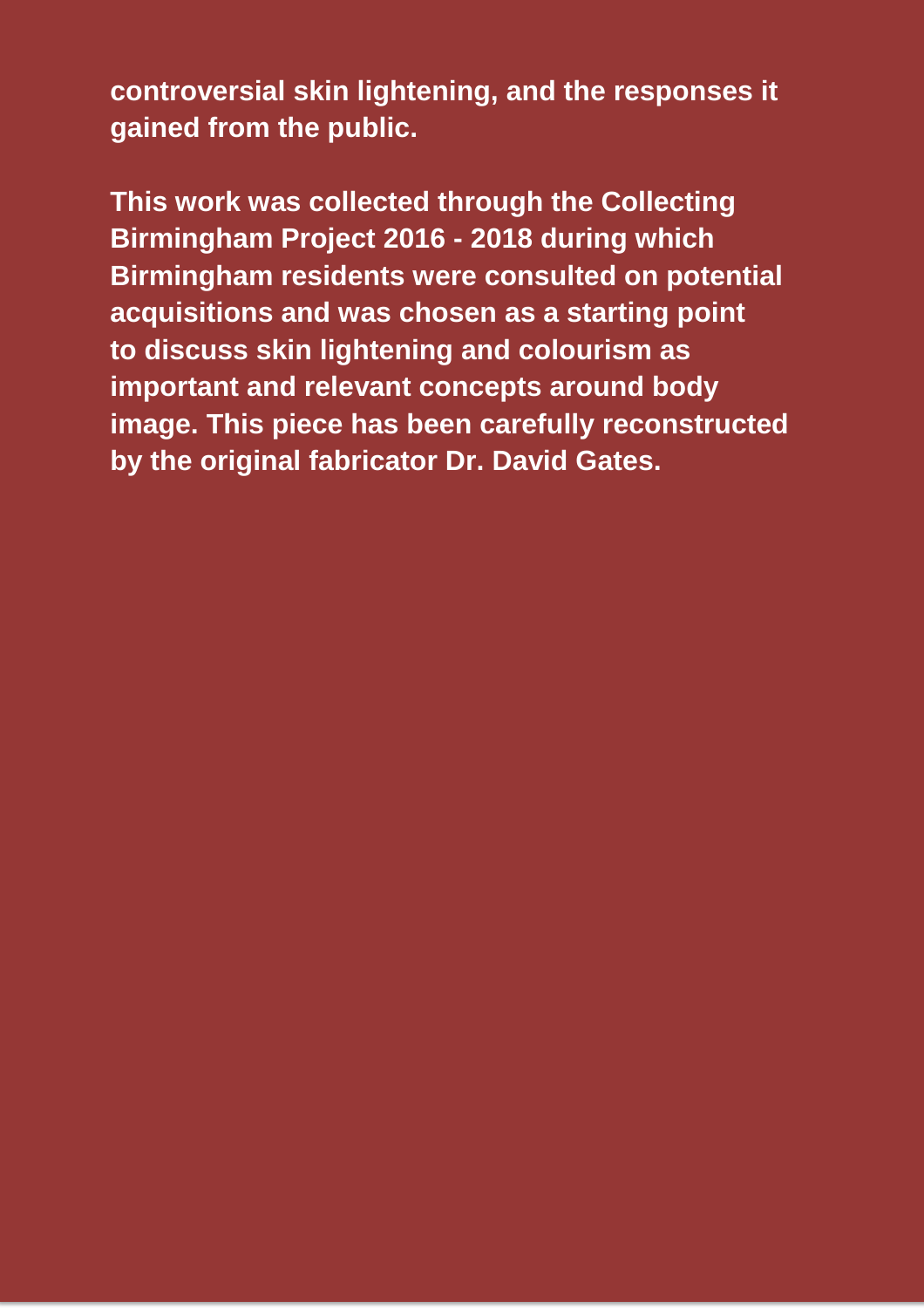**controversial skin lightening, and the responses it gained from the public.**

**This work was collected through the Collecting Birmingham Project 2016 - 2018 during which Birmingham residents were consulted on potential acquisitions and was chosen as a starting point to discuss skin lightening and colourism as important and relevant concepts around body image. This piece has been carefully reconstructed by the original fabricator Dr. David Gates.**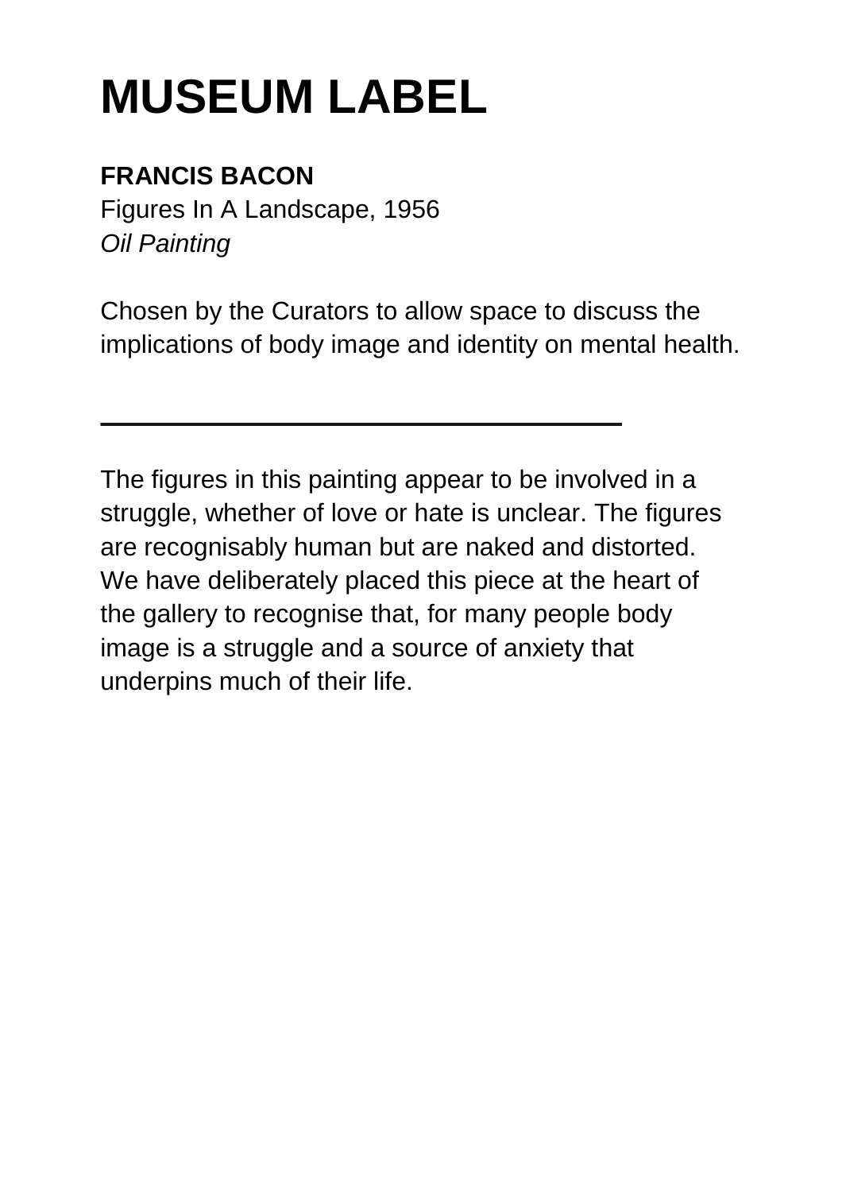# MUSEUM LABEL

**FRANCIS BACON**
Figures In A Landscape, 1956
*Oil Painting*

Chosen by the Curators to allow space to discuss the implications of body image and identity on mental health.

---

The figures in this painting appear to be involved in a struggle, whether of love or hate is unclear. The figures are recognisably human but are naked and distorted. We have deliberately placed this piece at the heart of the gallery to recognise that, for many people body image is a struggle and a source of anxiety that underpins much of their life.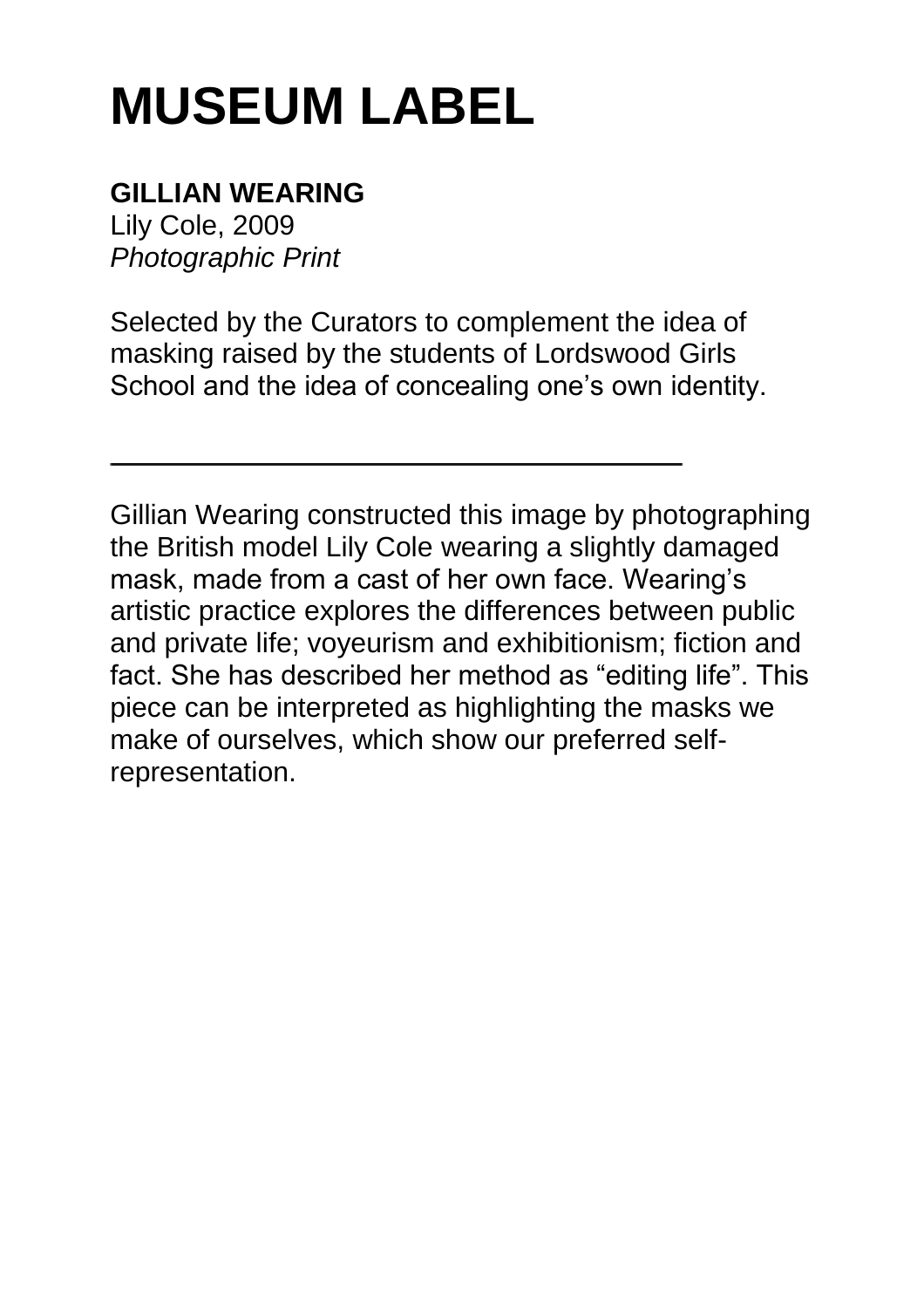# MUSEUM LABEL

**GILLIAN WEARING**
Lily Cole, 2009
*Photographic Print*

Selected by the Curators to complement the idea of masking raised by the students of Lordswood Girls School and the idea of concealing one's own identity.

---

Gillian Wearing constructed this image by photographing the British model Lily Cole wearing a slightly damaged mask, made from a cast of her own face. Wearing's artistic practice explores the differences between public and private life; voyeurism and exhibitionism; fiction and fact. She has described her method as "editing life". This piece can be interpreted as highlighting the masks we make of ourselves, which show our preferred self-representation.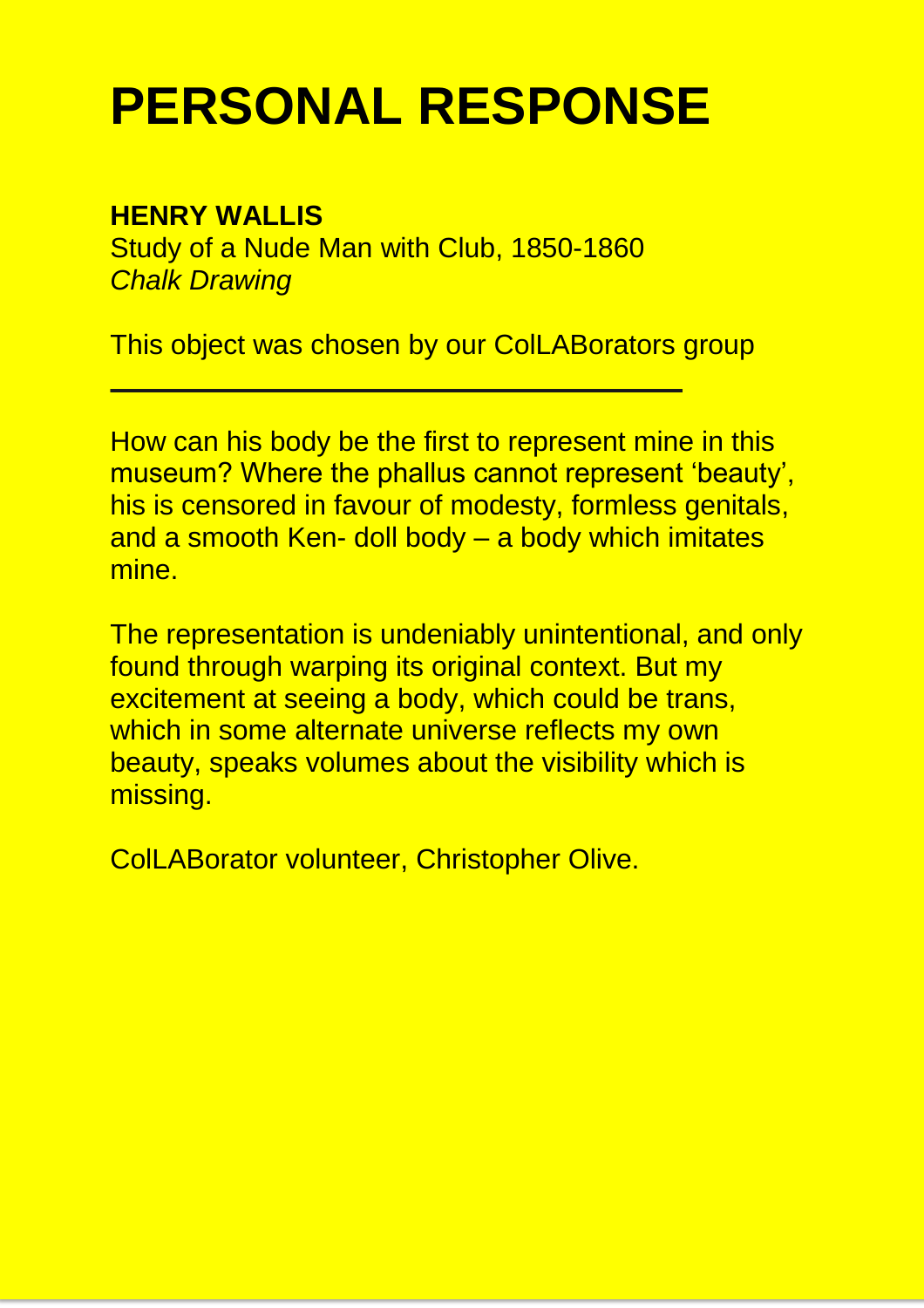# PERSONAL RESPONSE

**HENRY WALLIS**
Study of a Nude Man with Club, 1850-1860
*Chalk Drawing*

This object was chosen by our ColLABorators group

---

How can his body be the first to represent mine in this museum? Where the phallus cannot represent 'beauty', his is censored in favour of modesty, formless genitals, and a smooth Ken- doll body – a body which imitates mine.

The representation is undeniably unintentional, and only found through warping its original context. But my excitement at seeing a body, which could be trans, which in some alternate universe reflects my own beauty, speaks volumes about the visibility which is missing.

ColLABorator volunteer, Christopher Olive.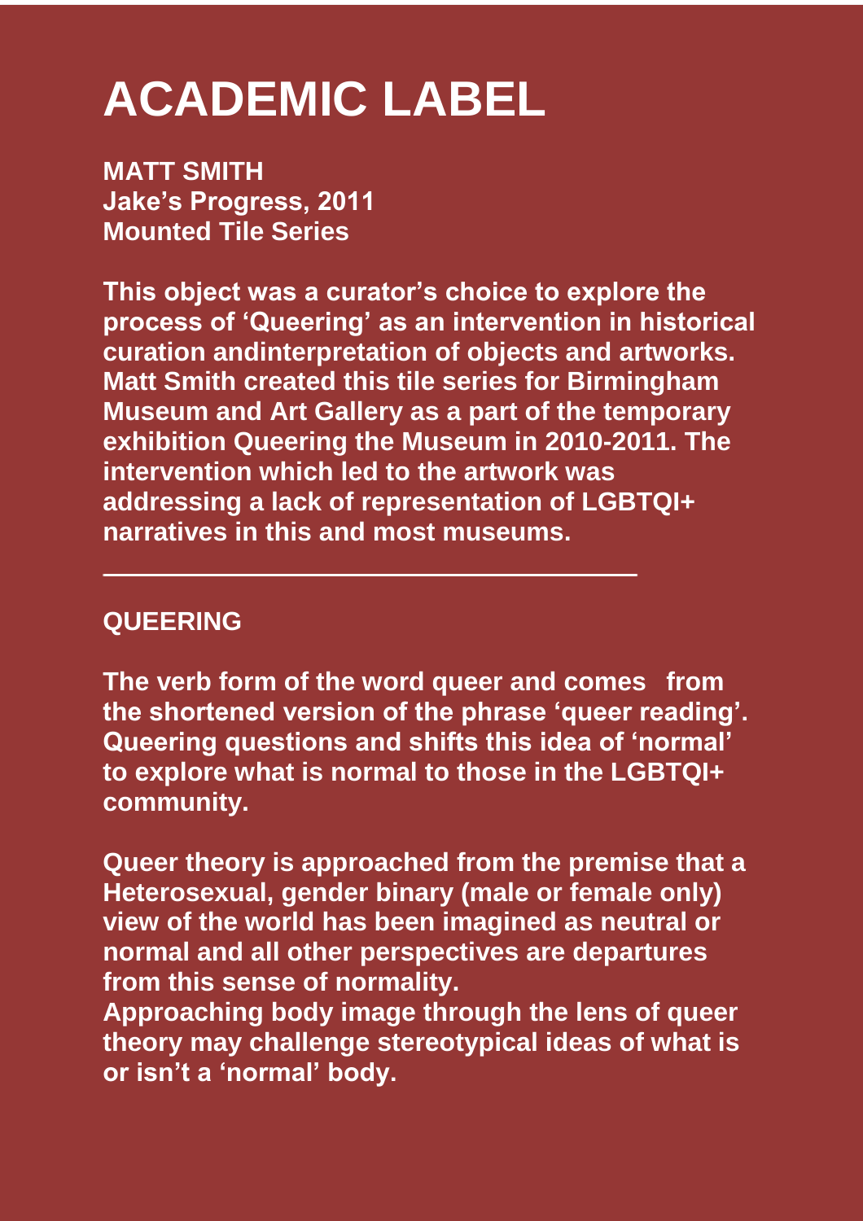# ACADEMIC LABEL

**MATT SMITH**
**Jake's Progress, 2011**
**Mounted Tile Series**

**This object was a curator's choice to explore the process of 'Queering' as an intervention in historical curation andinterpretation of objects and artworks. Matt Smith created this tile series for Birmingham Museum and Art Gallery as a part of the temporary exhibition Queering the Museum in 2010-2011. The intervention which led to the artwork was addressing a lack of representation of LGBTQI+ narratives in this and most museums.**

---

**QUEERING**

**The verb form of the word queer and comes from the shortened version of the phrase 'queer reading'. Queering questions and shifts this idea of 'normal' to explore what is normal to those in the LGBTQI+ community.**

**Queer theory is approached from the premise that a Heterosexual, gender binary (male or female only) view of the world has been imagined as neutral or normal and all other perspectives are departures from this sense of normality.**
**Approaching body image through the lens of queer theory may challenge stereotypical ideas of what is or isn't a 'normal' body.**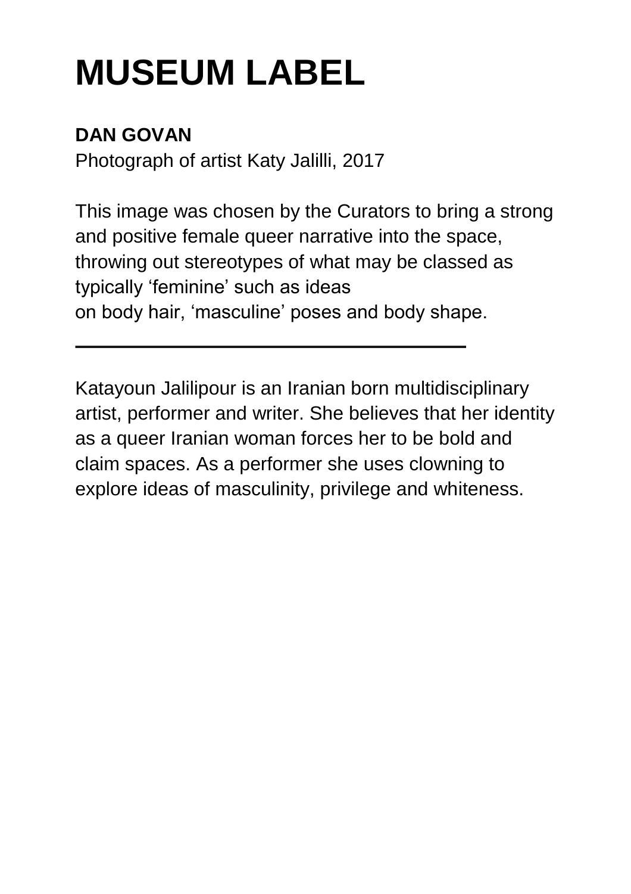# MUSEUM LABEL

**DAN GOVAN**
Photograph of artist Katy Jalilli, 2017

This image was chosen by the Curators to bring a strong and positive female queer narrative into the space, throwing out stereotypes of what may be classed as typically ‘feminine’ such as ideas on body hair, ‘masculine’ poses and body shape.

---

Katayoun Jalilipour is an Iranian born multidisciplinary artist, performer and writer. She believes that her identity as a queer Iranian woman forces her to be bold and claim spaces. As a performer she uses clowning to explore ideas of masculinity, privilege and whiteness.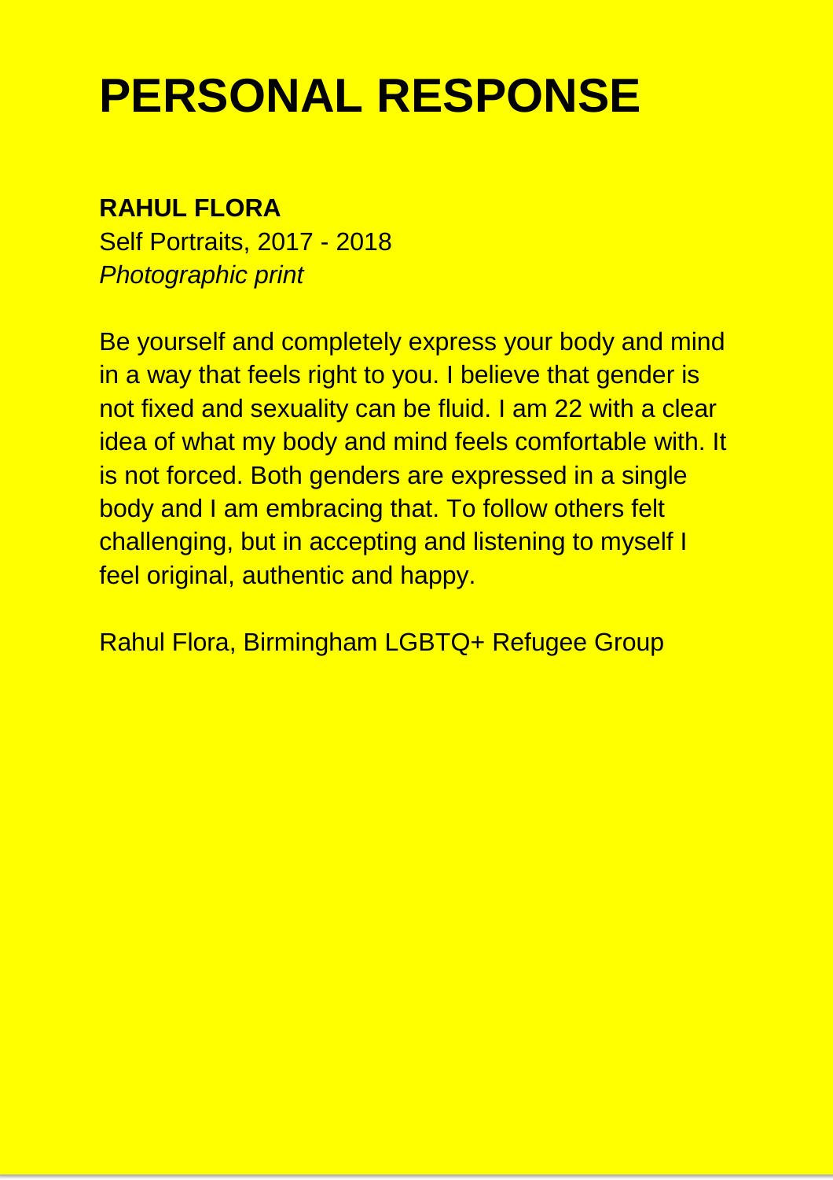# PERSONAL RESPONSE

**RAHUL FLORA**
Self Portraits, 2017 - 2018
*Photographic print*

Be yourself and completely express your body and mind in a way that feels right to you. I believe that gender is not fixed and sexuality can be fluid. I am 22 with a clear idea of what my body and mind feels comfortable with. It is not forced. Both genders are expressed in a single body and I am embracing that. To follow others felt challenging, but in accepting and listening to myself I feel original, authentic and happy.

Rahul Flora, Birmingham LGBTQ+ Refugee Group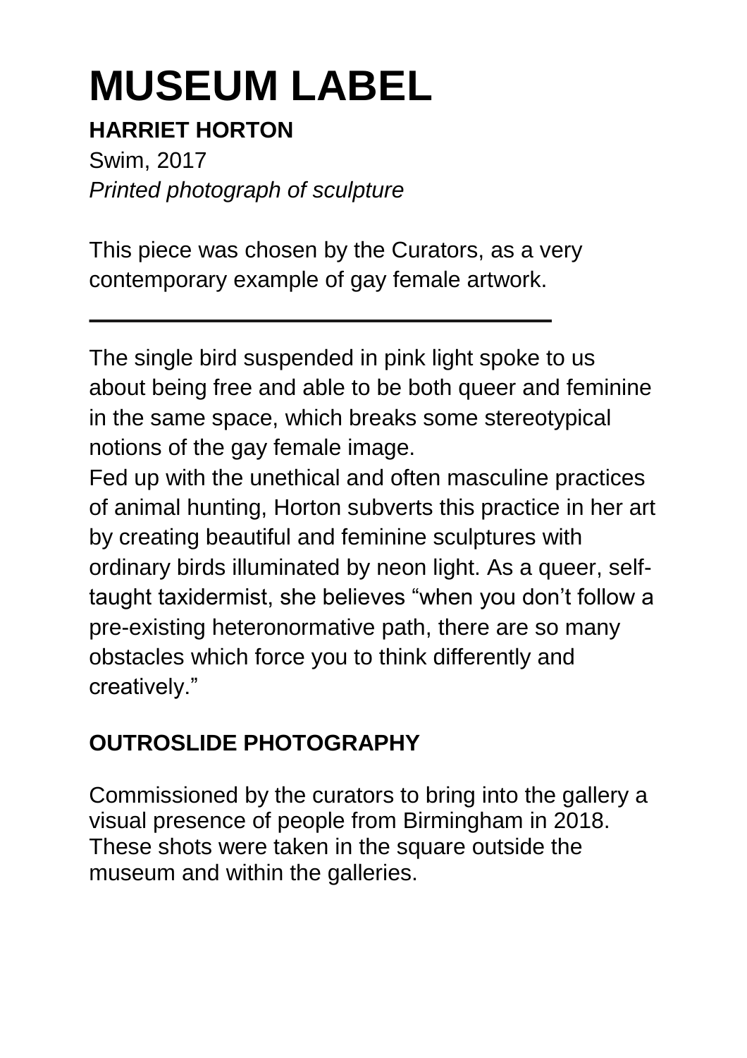# MUSEUM LABEL

**HARRIET HORTON**

Swim, 2017

*Printed photograph of sculpture*

This piece was chosen by the Curators, as a very contemporary example of gay female artwork.

---

The single bird suspended in pink light spoke to us about being free and able to be both queer and feminine in the same space, which breaks some stereotypical notions of the gay female image.

Fed up with the unethical and often masculine practices of animal hunting, Horton subverts this practice in her art by creating beautiful and feminine sculptures with ordinary birds illuminated by neon light. As a queer, self-taught taxidermist, she believes “when you don’t follow a pre-existing heteronormative path, there are so many obstacles which force you to think differently and creatively.”

**OUTROSLIDE PHOTOGRAPHY**

Commissioned by the curators to bring into the gallery a visual presence of people from Birmingham in 2018. These shots were taken in the square outside the museum and within the galleries.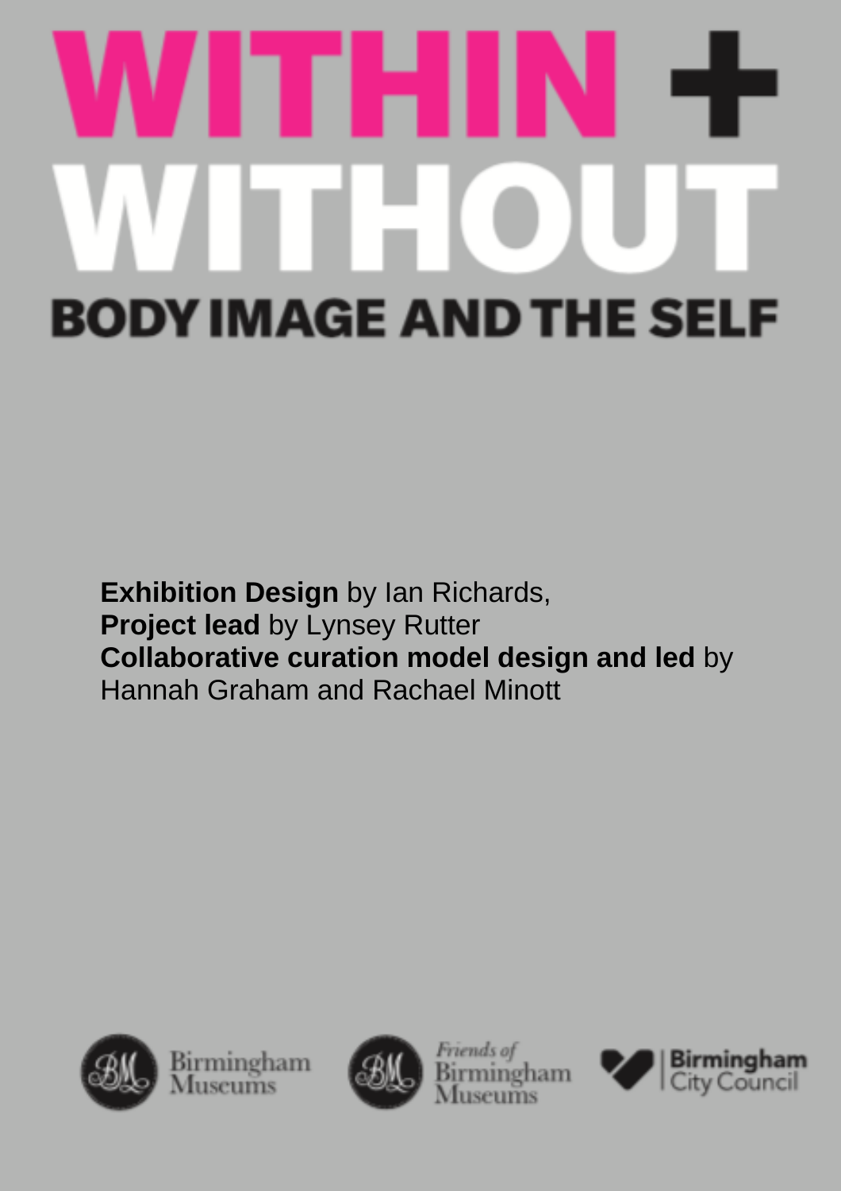# WITHIN + WITHOUT

## BODY IMAGE AND THE SELF

**Exhibition Design** by Ian Richards,
**Project lead** by Lynsey Rutter
**Collaborative curation model design and led** by Hannah Graham and Rachael Minott

Birmingham Museums

Friends of Birmingham Museums

Birmingham City Council